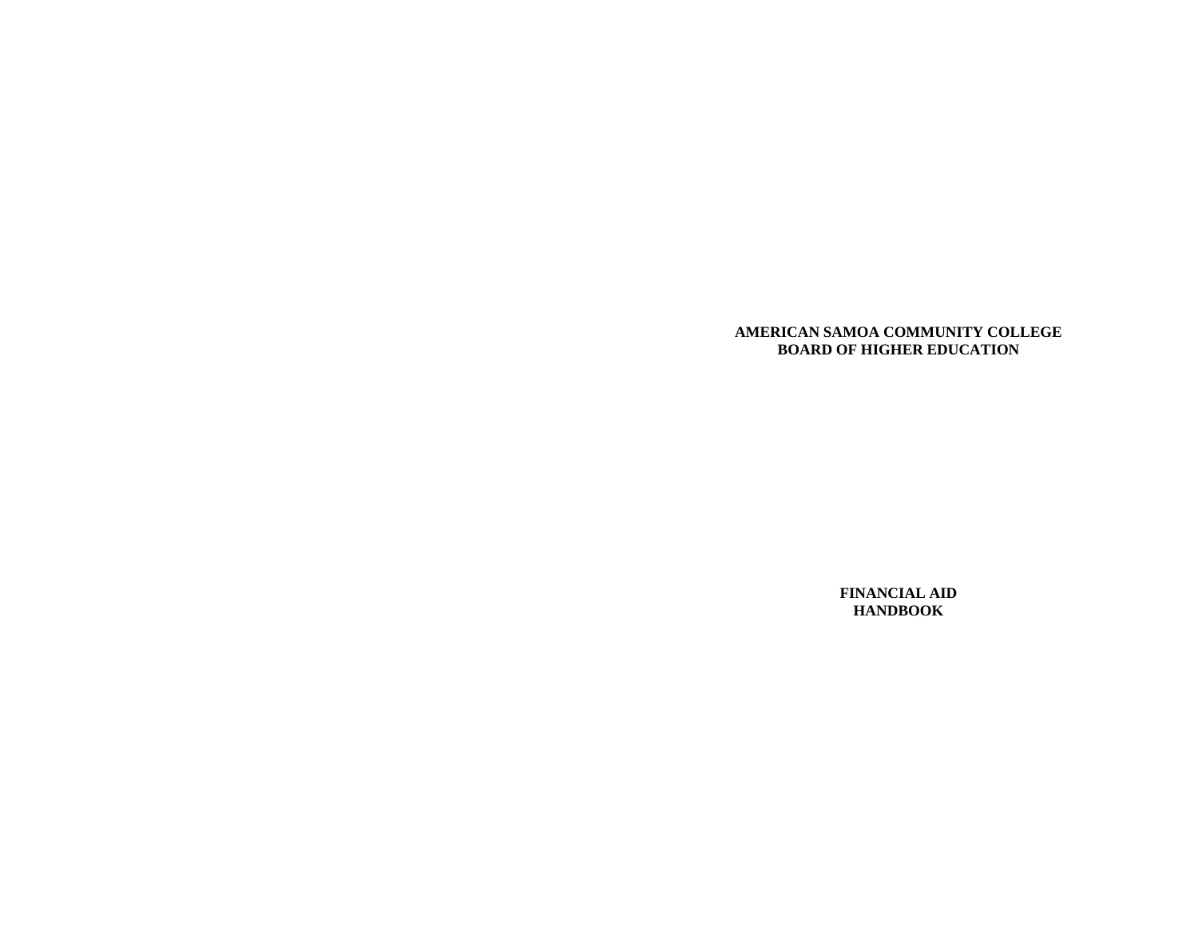**AMERICAN SAMOA COMMUNITY COLLEGE**
**BOARD OF HIGHER EDUCATION**

# FINANCIAL AID HANDBOOK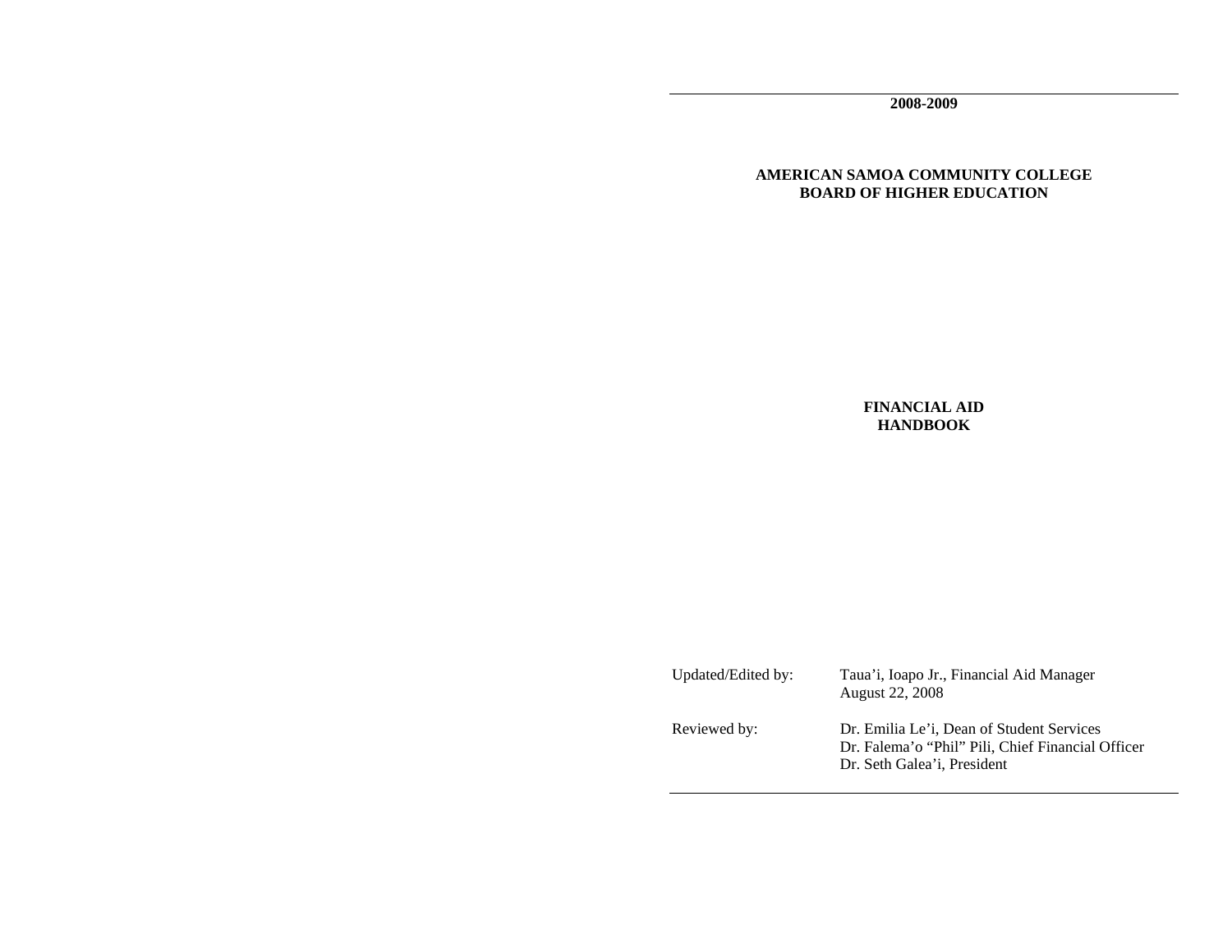**2008-2009**

**AMERICAN SAMOA COMMUNITY COLLEGE**
**BOARD OF HIGHER EDUCATION**

# FINANCIAL AID HANDBOOK

| | |
|---|---|
| Updated/Edited by: | Taua'i, Ioapo Jr., Financial Aid Manager<br>August 22, 2008 |
| Reviewed by: | Dr. Emilia Le'i, Dean of Student Services<br>Dr. Falema'o "Phil" Pili, Chief Financial Officer<br>Dr. Seth Galea'i, President |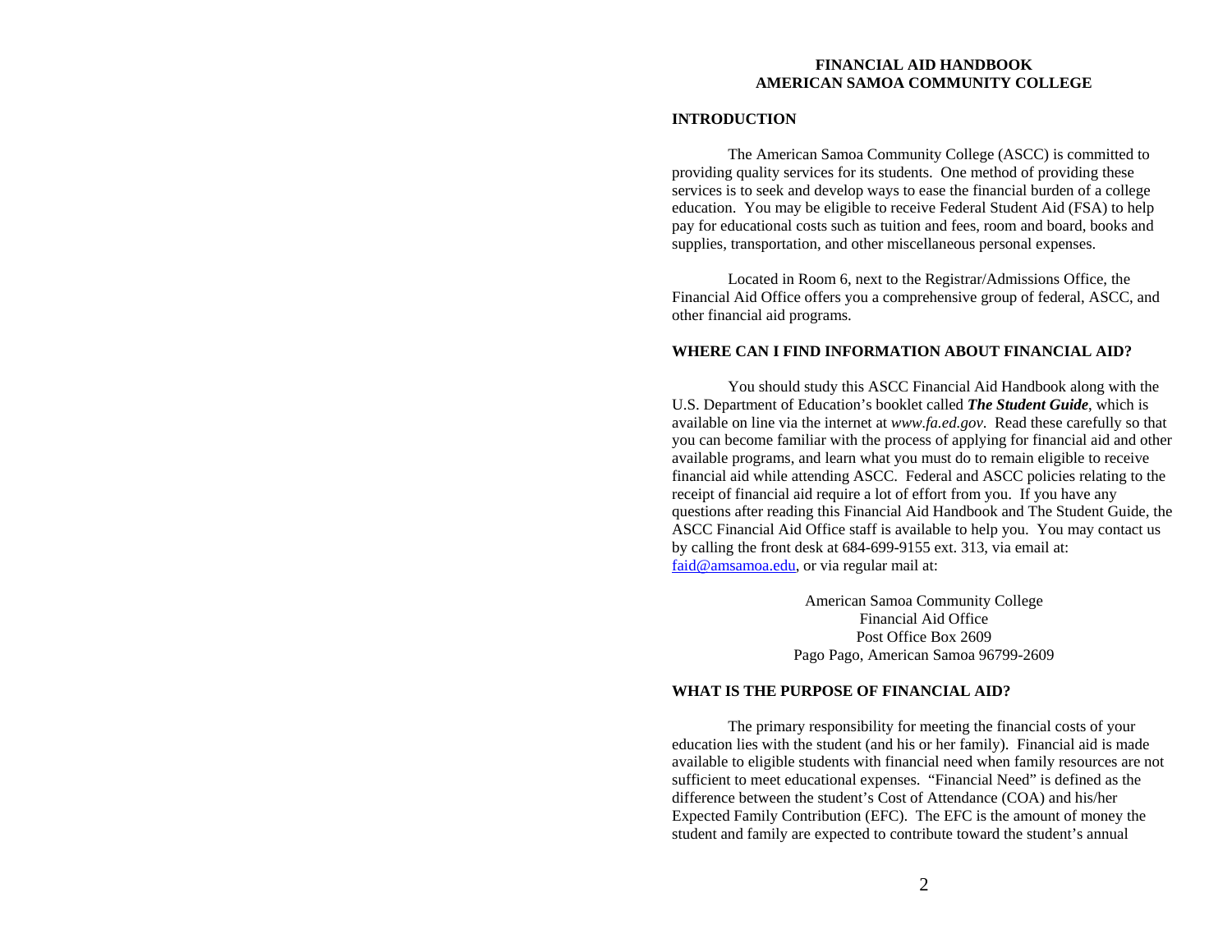# FINANCIAL AID HANDBOOK
# AMERICAN SAMOA COMMUNITY COLLEGE

## INTRODUCTION

The American Samoa Community College (ASCC) is committed to providing quality services for its students. One method of providing these services is to seek and develop ways to ease the financial burden of a college education. You may be eligible to receive Federal Student Aid (FSA) to help pay for educational costs such as tuition and fees, room and board, books and supplies, transportation, and other miscellaneous personal expenses.

Located in Room 6, next to the Registrar/Admissions Office, the Financial Aid Office offers you a comprehensive group of federal, ASCC, and other financial aid programs.

## WHERE CAN I FIND INFORMATION ABOUT FINANCIAL AID?

You should study this ASCC Financial Aid Handbook along with the U.S. Department of Education's booklet called ***The Student Guide***, which is available on line via the internet at *www.fa.ed.gov*. Read these carefully so that you can become familiar with the process of applying for financial aid and other available programs, and learn what you must do to remain eligible to receive financial aid while attending ASCC. Federal and ASCC policies relating to the receipt of financial aid require a lot of effort from you. If you have any questions after reading this Financial Aid Handbook and The Student Guide, the ASCC Financial Aid Office staff is available to help you. You may contact us by calling the front desk at 684-699-9155 ext. 313, via email at: faid@amsamoa.edu, or via regular mail at:

American Samoa Community College
Financial Aid Office
Post Office Box 2609
Pago Pago, American Samoa 96799-2609

## WHAT IS THE PURPOSE OF FINANCIAL AID?

The primary responsibility for meeting the financial costs of your education lies with the student (and his or her family). Financial aid is made available to eligible students with financial need when family resources are not sufficient to meet educational expenses. "Financial Need" is defined as the difference between the student's Cost of Attendance (COA) and his/her Expected Family Contribution (EFC). The EFC is the amount of money the student and family are expected to contribute toward the student's annual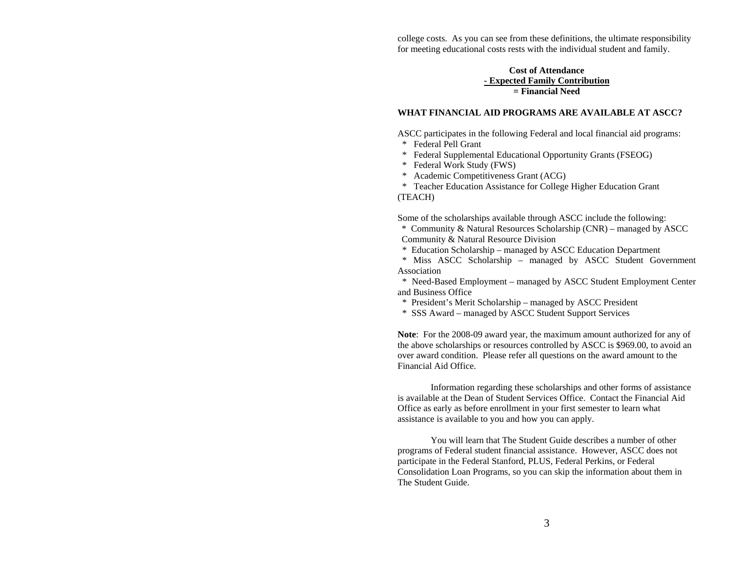college costs. As you can see from these definitions, the ultimate responsibility for meeting educational costs rests with the individual student and family.

**Cost of Attendance**
**- Expected Family Contribution**
**= Financial Need**

**WHAT FINANCIAL AID PROGRAMS ARE AVAILABLE AT ASCC?**

ASCC participates in the following Federal and local financial aid programs:

* Federal Pell Grant
* Federal Supplemental Educational Opportunity Grants (FSEOG)
* Federal Work Study (FWS)
* Academic Competitiveness Grant (ACG)
* Teacher Education Assistance for College Higher Education Grant (TEACH)

Some of the scholarships available through ASCC include the following:

* Community & Natural Resources Scholarship (CNR) – managed by ASCC Community & Natural Resource Division
* Education Scholarship – managed by ASCC Education Department
* Miss ASCC Scholarship – managed by ASCC Student Government Association
* Need-Based Employment – managed by ASCC Student Employment Center and Business Office
* President's Merit Scholarship – managed by ASCC President
* SSS Award – managed by ASCC Student Support Services

**Note**: For the 2008-09 award year, the maximum amount authorized for any of the above scholarships or resources controlled by ASCC is $969.00, to avoid an over award condition. Please refer all questions on the award amount to the Financial Aid Office.

Information regarding these scholarships and other forms of assistance is available at the Dean of Student Services Office. Contact the Financial Aid Office as early as before enrollment in your first semester to learn what assistance is available to you and how you can apply.

You will learn that The Student Guide describes a number of other programs of Federal student financial assistance. However, ASCC does not participate in the Federal Stanford, PLUS, Federal Perkins, or Federal Consolidation Loan Programs, so you can skip the information about them in The Student Guide.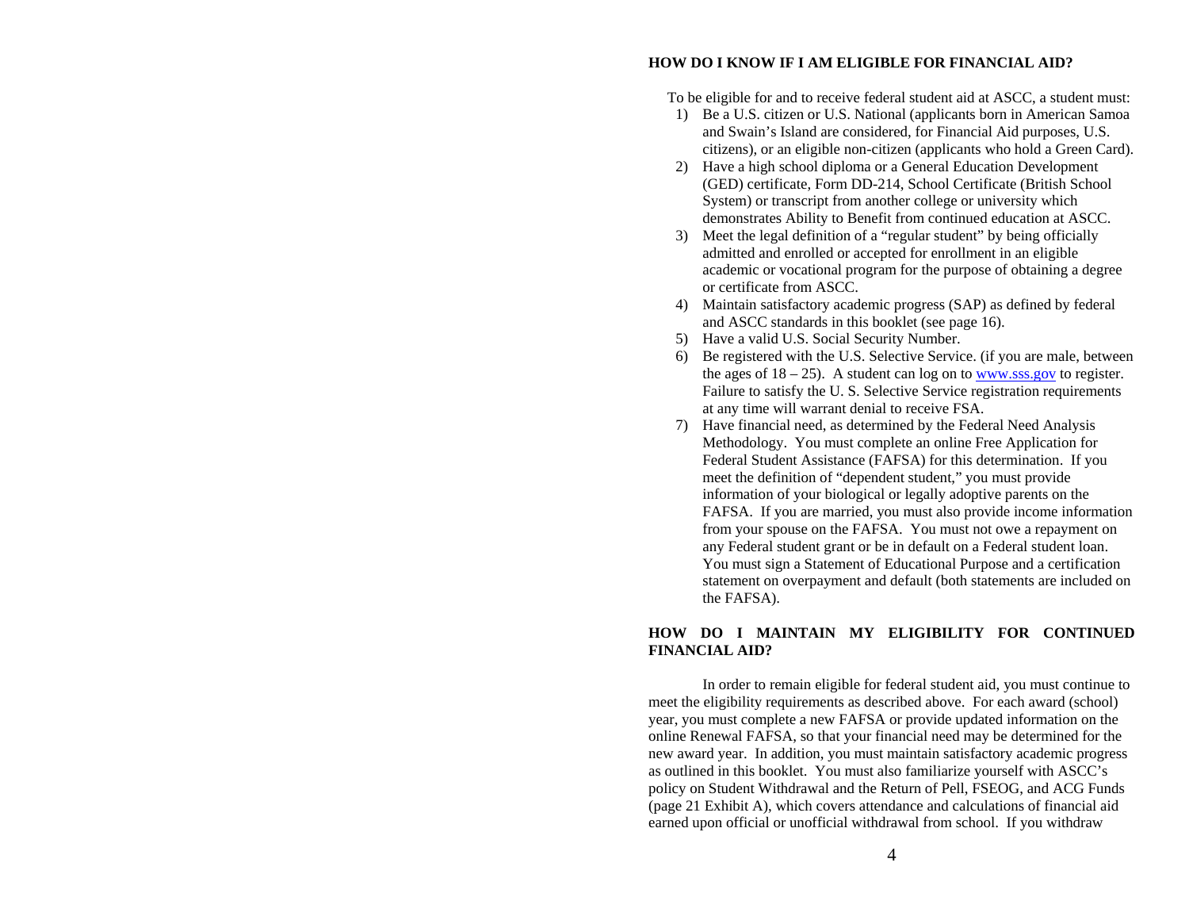## HOW DO I KNOW IF I AM ELIGIBLE FOR FINANCIAL AID?

To be eligible for and to receive federal student aid at ASCC, a student must:

1) Be a U.S. citizen or U.S. National (applicants born in American Samoa and Swain's Island are considered, for Financial Aid purposes, U.S. citizens), or an eligible non-citizen (applicants who hold a Green Card).
2) Have a high school diploma or a General Education Development (GED) certificate, Form DD-214, School Certificate (British School System) or transcript from another college or university which demonstrates Ability to Benefit from continued education at ASCC.
3) Meet the legal definition of a "regular student" by being officially admitted and enrolled or accepted for enrollment in an eligible academic or vocational program for the purpose of obtaining a degree or certificate from ASCC.
4) Maintain satisfactory academic progress (SAP) as defined by federal and ASCC standards in this booklet (see page 16).
5) Have a valid U.S. Social Security Number.
6) Be registered with the U.S. Selective Service. (if you are male, between the ages of 18 – 25). A student can log on to www.sss.gov to register. Failure to satisfy the U. S. Selective Service registration requirements at any time will warrant denial to receive FSA.
7) Have financial need, as determined by the Federal Need Analysis Methodology. You must complete an online Free Application for Federal Student Assistance (FAFSA) for this determination. If you meet the definition of "dependent student," you must provide information of your biological or legally adoptive parents on the FAFSA. If you are married, you must also provide income information from your spouse on the FAFSA. You must not owe a repayment on any Federal student grant or be in default on a Federal student loan. You must sign a Statement of Educational Purpose and a certification statement on overpayment and default (both statements are included on the FAFSA).

## HOW DO I MAINTAIN MY ELIGIBILITY FOR CONTINUED FINANCIAL AID?

In order to remain eligible for federal student aid, you must continue to meet the eligibility requirements as described above. For each award (school) year, you must complete a new FAFSA or provide updated information on the online Renewal FAFSA, so that your financial need may be determined for the new award year. In addition, you must maintain satisfactory academic progress as outlined in this booklet. You must also familiarize yourself with ASCC's policy on Student Withdrawal and the Return of Pell, FSEOG, and ACG Funds (page 21 Exhibit A), which covers attendance and calculations of financial aid earned upon official or unofficial withdrawal from school. If you withdraw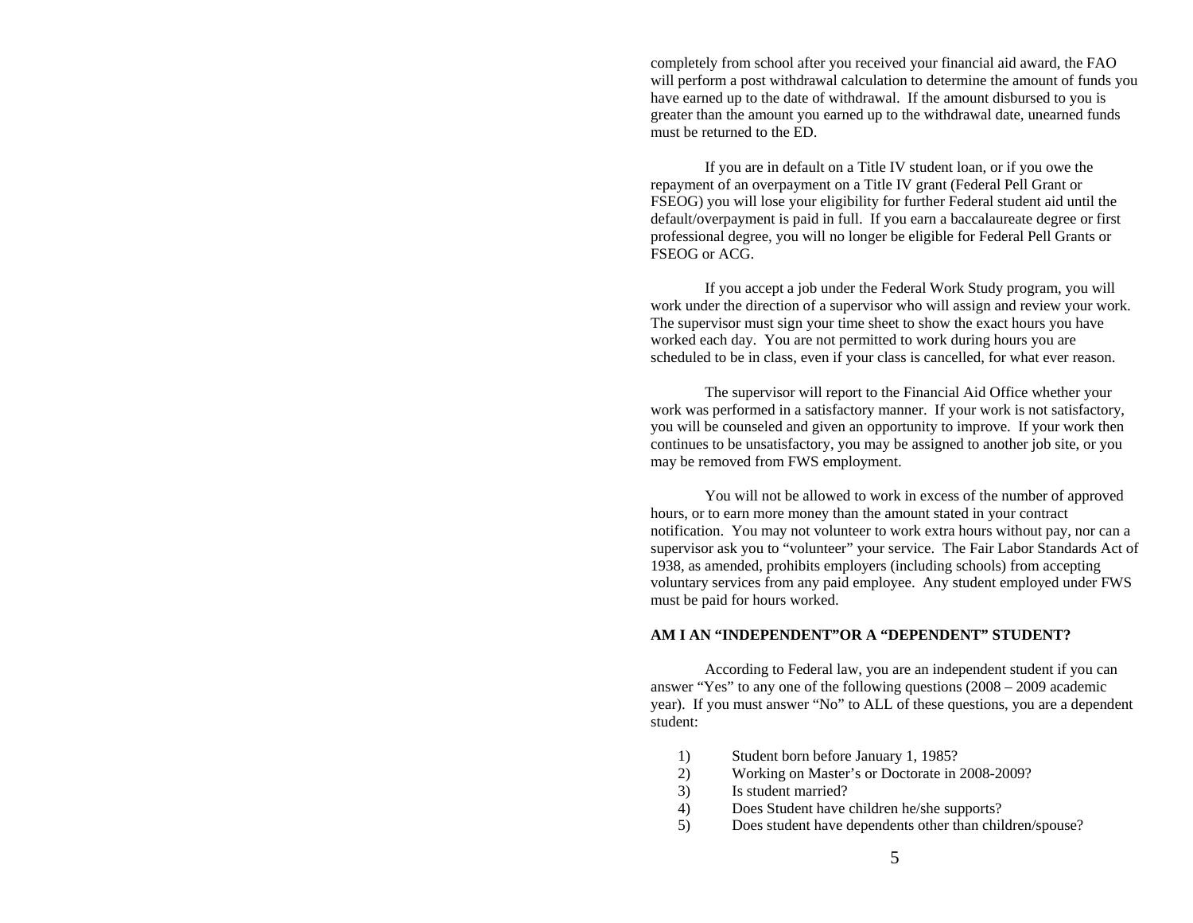completely from school after you received your financial aid award, the FAO will perform a post withdrawal calculation to determine the amount of funds you have earned up to the date of withdrawal. If the amount disbursed to you is greater than the amount you earned up to the withdrawal date, unearned funds must be returned to the ED.

If you are in default on a Title IV student loan, or if you owe the repayment of an overpayment on a Title IV grant (Federal Pell Grant or FSEOG) you will lose your eligibility for further Federal student aid until the default/overpayment is paid in full. If you earn a baccalaureate degree or first professional degree, you will no longer be eligible for Federal Pell Grants or FSEOG or ACG.

If you accept a job under the Federal Work Study program, you will work under the direction of a supervisor who will assign and review your work. The supervisor must sign your time sheet to show the exact hours you have worked each day. You are not permitted to work during hours you are scheduled to be in class, even if your class is cancelled, for what ever reason.

The supervisor will report to the Financial Aid Office whether your work was performed in a satisfactory manner. If your work is not satisfactory, you will be counseled and given an opportunity to improve. If your work then continues to be unsatisfactory, you may be assigned to another job site, or you may be removed from FWS employment.

You will not be allowed to work in excess of the number of approved hours, or to earn more money than the amount stated in your contract notification. You may not volunteer to work extra hours without pay, nor can a supervisor ask you to "volunteer" your service. The Fair Labor Standards Act of 1938, as amended, prohibits employers (including schools) from accepting voluntary services from any paid employee. Any student employed under FWS must be paid for hours worked.

**AM I AN "INDEPENDENT"OR A "DEPENDENT" STUDENT?**

According to Federal law, you are an independent student if you can answer "Yes" to any one of the following questions (2008 – 2009 academic year). If you must answer "No" to ALL of these questions, you are a dependent student:

1) Student born before January 1, 1985?
2) Working on Master's or Doctorate in 2008-2009?
3) Is student married?
4) Does Student have children he/she supports?
5) Does student have dependents other than children/spouse?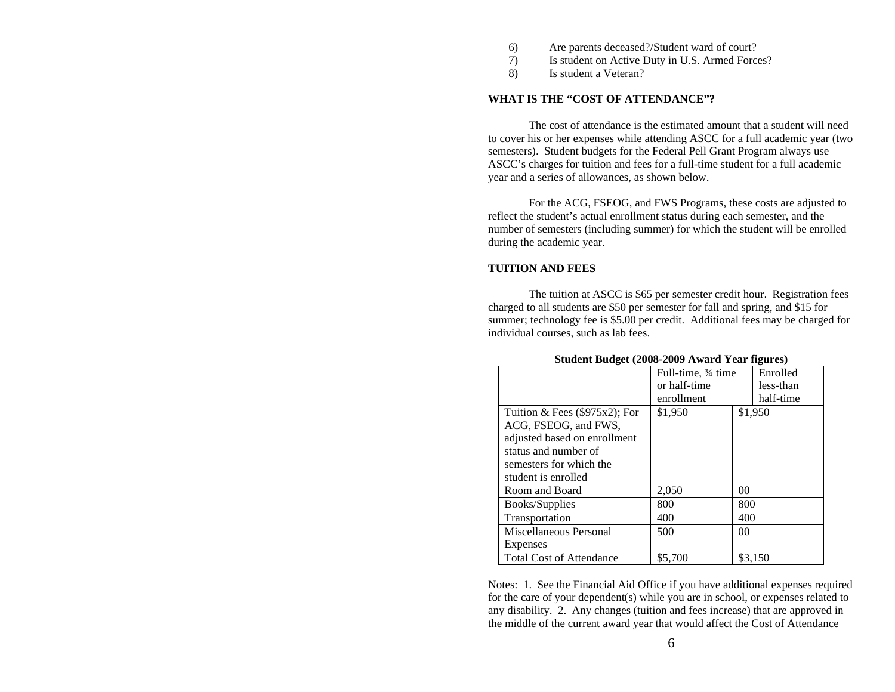6) Are parents deceased?/Student ward of court?
7) Is student on Active Duty in U.S. Armed Forces?
8) Is student a Veteran?

**WHAT IS THE "COST OF ATTENDANCE"?**

The cost of attendance is the estimated amount that a student will need to cover his or her expenses while attending ASCC for a full academic year (two semesters). Student budgets for the Federal Pell Grant Program always use ASCC's charges for tuition and fees for a full-time student for a full academic year and a series of allowances, as shown below.

For the ACG, FSEOG, and FWS Programs, these costs are adjusted to reflect the student's actual enrollment status during each semester, and the number of semesters (including summer) for which the student will be enrolled during the academic year.

**TUITION AND FEES**

The tuition at ASCC is $65 per semester credit hour. Registration fees charged to all students are $50 per semester for fall and spring, and $15 for summer; technology fee is $5.00 per credit. Additional fees may be charged for individual courses, such as lab fees.

**Student Budget (2008-2009 Award Year figures)**

| | Full-time, ¾ time or half-time enrollment | Enrolled less-than half-time |
|---|---|---|
| Tuition & Fees ($975x2); For ACG, FSEOG, and FWS, adjusted based on enrollment status and number of semesters for which the student is enrolled | $1,950 | $1,950 |
| Room and Board | 2,050 | 00 |
| Books/Supplies | 800 | 800 |
| Transportation | 400 | 400 |
| Miscellaneous Personal Expenses | 500 | 00 |
| Total Cost of Attendance | $5,700 | $3,150 |

Notes: 1. See the Financial Aid Office if you have additional expenses required for the care of your dependent(s) while you are in school, or expenses related to any disability. 2. Any changes (tuition and fees increase) that are approved in the middle of the current award year that would affect the Cost of Attendance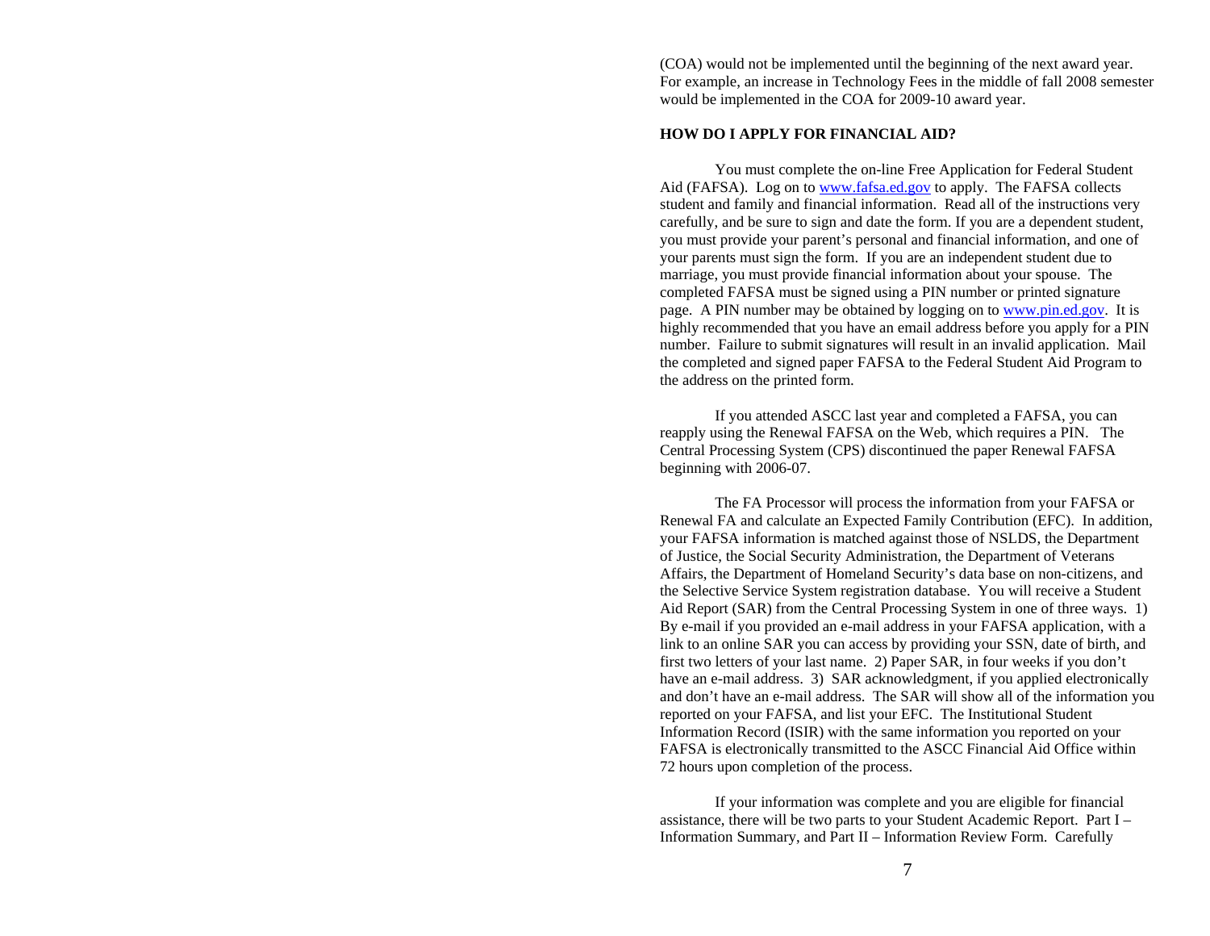(COA) would not be implemented until the beginning of the next award year. For example, an increase in Technology Fees in the middle of fall 2008 semester would be implemented in the COA for 2009-10 award year.

**HOW DO I APPLY FOR FINANCIAL AID?**

You must complete the on-line Free Application for Federal Student Aid (FAFSA). Log on to www.fafsa.ed.gov to apply. The FAFSA collects student and family and financial information. Read all of the instructions very carefully, and be sure to sign and date the form. If you are a dependent student, you must provide your parent's personal and financial information, and one of your parents must sign the form. If you are an independent student due to marriage, you must provide financial information about your spouse. The completed FAFSA must be signed using a PIN number or printed signature page. A PIN number may be obtained by logging on to www.pin.ed.gov. It is highly recommended that you have an email address before you apply for a PIN number. Failure to submit signatures will result in an invalid application. Mail the completed and signed paper FAFSA to the Federal Student Aid Program to the address on the printed form.

If you attended ASCC last year and completed a FAFSA, you can reapply using the Renewal FAFSA on the Web, which requires a PIN. The Central Processing System (CPS) discontinued the paper Renewal FAFSA beginning with 2006-07.

The FA Processor will process the information from your FAFSA or Renewal FA and calculate an Expected Family Contribution (EFC). In addition, your FAFSA information is matched against those of NSLDS, the Department of Justice, the Social Security Administration, the Department of Veterans Affairs, the Department of Homeland Security's data base on non-citizens, and the Selective Service System registration database. You will receive a Student Aid Report (SAR) from the Central Processing System in one of three ways. 1) By e-mail if you provided an e-mail address in your FAFSA application, with a link to an online SAR you can access by providing your SSN, date of birth, and first two letters of your last name. 2) Paper SAR, in four weeks if you don't have an e-mail address. 3) SAR acknowledgment, if you applied electronically and don't have an e-mail address. The SAR will show all of the information you reported on your FAFSA, and list your EFC. The Institutional Student Information Record (ISIR) with the same information you reported on your FAFSA is electronically transmitted to the ASCC Financial Aid Office within 72 hours upon completion of the process.

If your information was complete and you are eligible for financial assistance, there will be two parts to your Student Academic Report. Part I – Information Summary, and Part II – Information Review Form. Carefully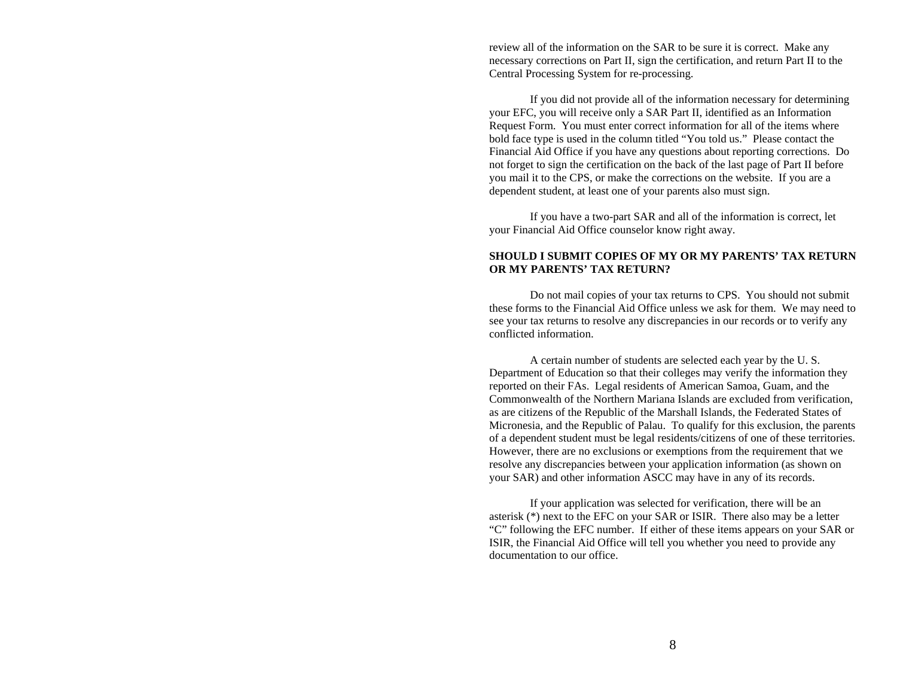review all of the information on the SAR to be sure it is correct. Make any necessary corrections on Part II, sign the certification, and return Part II to the Central Processing System for re-processing.

If you did not provide all of the information necessary for determining your EFC, you will receive only a SAR Part II, identified as an Information Request Form. You must enter correct information for all of the items where bold face type is used in the column titled "You told us." Please contact the Financial Aid Office if you have any questions about reporting corrections. Do not forget to sign the certification on the back of the last page of Part II before you mail it to the CPS, or make the corrections on the website. If you are a dependent student, at least one of your parents also must sign.

If you have a two-part SAR and all of the information is correct, let your Financial Aid Office counselor know right away.

**SHOULD I SUBMIT COPIES OF MY OR MY PARENTS' TAX RETURN OR MY PARENTS' TAX RETURN?**

Do not mail copies of your tax returns to CPS. You should not submit these forms to the Financial Aid Office unless we ask for them. We may need to see your tax returns to resolve any discrepancies in our records or to verify any conflicted information.

A certain number of students are selected each year by the U. S. Department of Education so that their colleges may verify the information they reported on their FAs. Legal residents of American Samoa, Guam, and the Commonwealth of the Northern Mariana Islands are excluded from verification, as are citizens of the Republic of the Marshall Islands, the Federated States of Micronesia, and the Republic of Palau. To qualify for this exclusion, the parents of a dependent student must be legal residents/citizens of one of these territories. However, there are no exclusions or exemptions from the requirement that we resolve any discrepancies between your application information (as shown on your SAR) and other information ASCC may have in any of its records.

If your application was selected for verification, there will be an asterisk (*) next to the EFC on your SAR or ISIR. There also may be a letter "C" following the EFC number. If either of these items appears on your SAR or ISIR, the Financial Aid Office will tell you whether you need to provide any documentation to our office.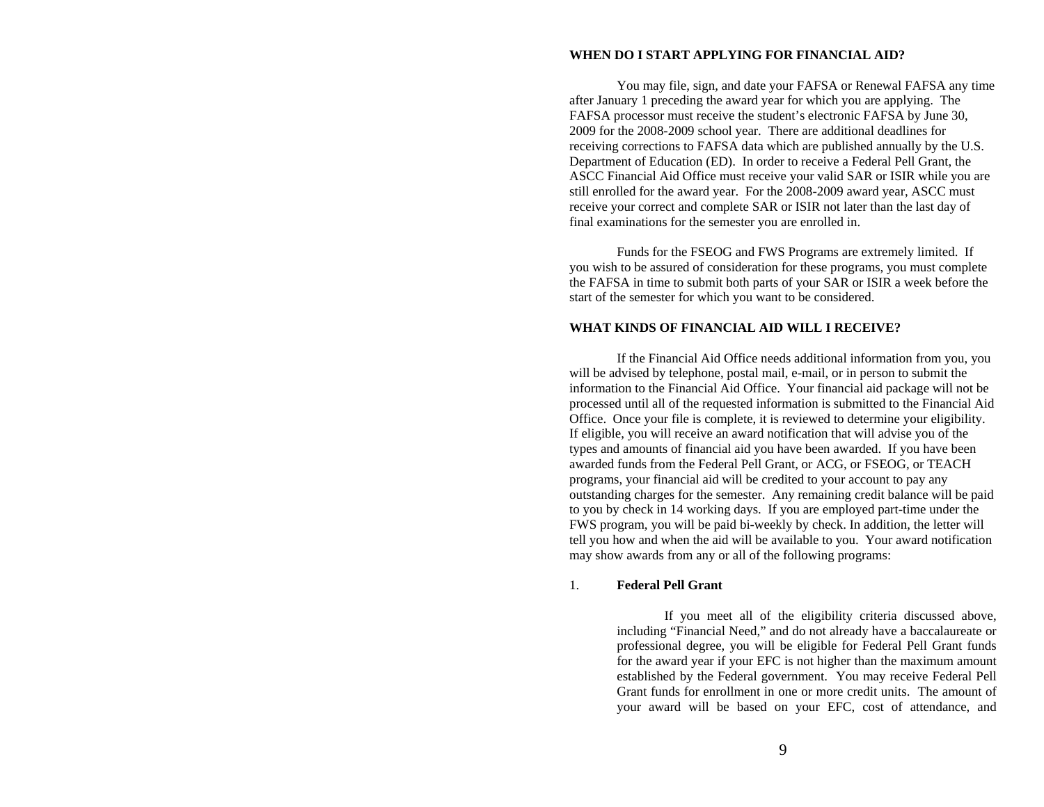**WHEN DO I START APPLYING FOR FINANCIAL AID?**

You may file, sign, and date your FAFSA or Renewal FAFSA any time after January 1 preceding the award year for which you are applying. The FAFSA processor must receive the student's electronic FAFSA by June 30, 2009 for the 2008-2009 school year. There are additional deadlines for receiving corrections to FAFSA data which are published annually by the U.S. Department of Education (ED). In order to receive a Federal Pell Grant, the ASCC Financial Aid Office must receive your valid SAR or ISIR while you are still enrolled for the award year. For the 2008-2009 award year, ASCC must receive your correct and complete SAR or ISIR not later than the last day of final examinations for the semester you are enrolled in.

Funds for the FSEOG and FWS Programs are extremely limited. If you wish to be assured of consideration for these programs, you must complete the FAFSA in time to submit both parts of your SAR or ISIR a week before the start of the semester for which you want to be considered.

**WHAT KINDS OF FINANCIAL AID WILL I RECEIVE?**

If the Financial Aid Office needs additional information from you, you will be advised by telephone, postal mail, e-mail, or in person to submit the information to the Financial Aid Office. Your financial aid package will not be processed until all of the requested information is submitted to the Financial Aid Office. Once your file is complete, it is reviewed to determine your eligibility. If eligible, you will receive an award notification that will advise you of the types and amounts of financial aid you have been awarded. If you have been awarded funds from the Federal Pell Grant, or ACG, or FSEOG, or TEACH programs, your financial aid will be credited to your account to pay any outstanding charges for the semester. Any remaining credit balance will be paid to you by check in 14 working days. If you are employed part-time under the FWS program, you will be paid bi-weekly by check. In addition, the letter will tell you how and when the aid will be available to you. Your award notification may show awards from any or all of the following programs:

1. **Federal Pell Grant**

   If you meet all of the eligibility criteria discussed above, including "Financial Need," and do not already have a baccalaureate or professional degree, you will be eligible for Federal Pell Grant funds for the award year if your EFC is not higher than the maximum amount established by the Federal government. You may receive Federal Pell Grant funds for enrollment in one or more credit units. The amount of your award will be based on your EFC, cost of attendance, and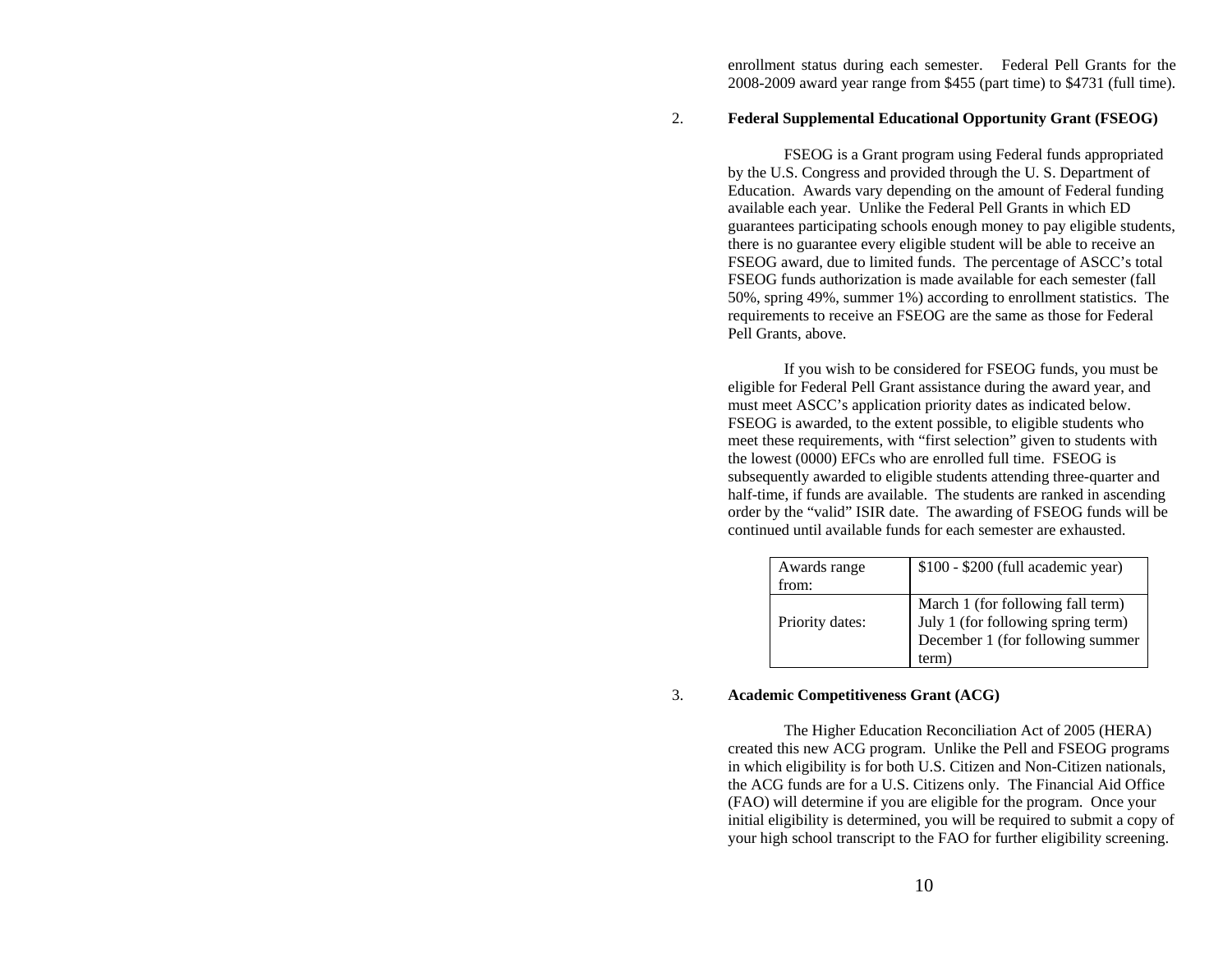enrollment status during each semester. Federal Pell Grants for the 2008-2009 award year range from $455 (part time) to $4731 (full time).

2. **Federal Supplemental Educational Opportunity Grant (FSEOG)**

FSEOG is a Grant program using Federal funds appropriated by the U.S. Congress and provided through the U. S. Department of Education. Awards vary depending on the amount of Federal funding available each year. Unlike the Federal Pell Grants in which ED guarantees participating schools enough money to pay eligible students, there is no guarantee every eligible student will be able to receive an FSEOG award, due to limited funds. The percentage of ASCC's total FSEOG funds authorization is made available for each semester (fall 50%, spring 49%, summer 1%) according to enrollment statistics. The requirements to receive an FSEOG are the same as those for Federal Pell Grants, above.

If you wish to be considered for FSEOG funds, you must be eligible for Federal Pell Grant assistance during the award year, and must meet ASCC's application priority dates as indicated below. FSEOG is awarded, to the extent possible, to eligible students who meet these requirements, with "first selection" given to students with the lowest (0000) EFCs who are enrolled full time. FSEOG is subsequently awarded to eligible students attending three-quarter and half-time, if funds are available. The students are ranked in ascending order by the "valid" ISIR date. The awarding of FSEOG funds will be continued until available funds for each semester are exhausted.

| Awards range from: | $100 - $200 (full academic year) |
|---|---|
| Priority dates: | March 1 (for following fall term)<br>July 1 (for following spring term)<br>December 1 (for following summer term) |

3. **Academic Competitiveness Grant (ACG)**

The Higher Education Reconciliation Act of 2005 (HERA) created this new ACG program. Unlike the Pell and FSEOG programs in which eligibility is for both U.S. Citizen and Non-Citizen nationals, the ACG funds are for a U.S. Citizens only. The Financial Aid Office (FAO) will determine if you are eligible for the program. Once your initial eligibility is determined, you will be required to submit a copy of your high school transcript to the FAO for further eligibility screening.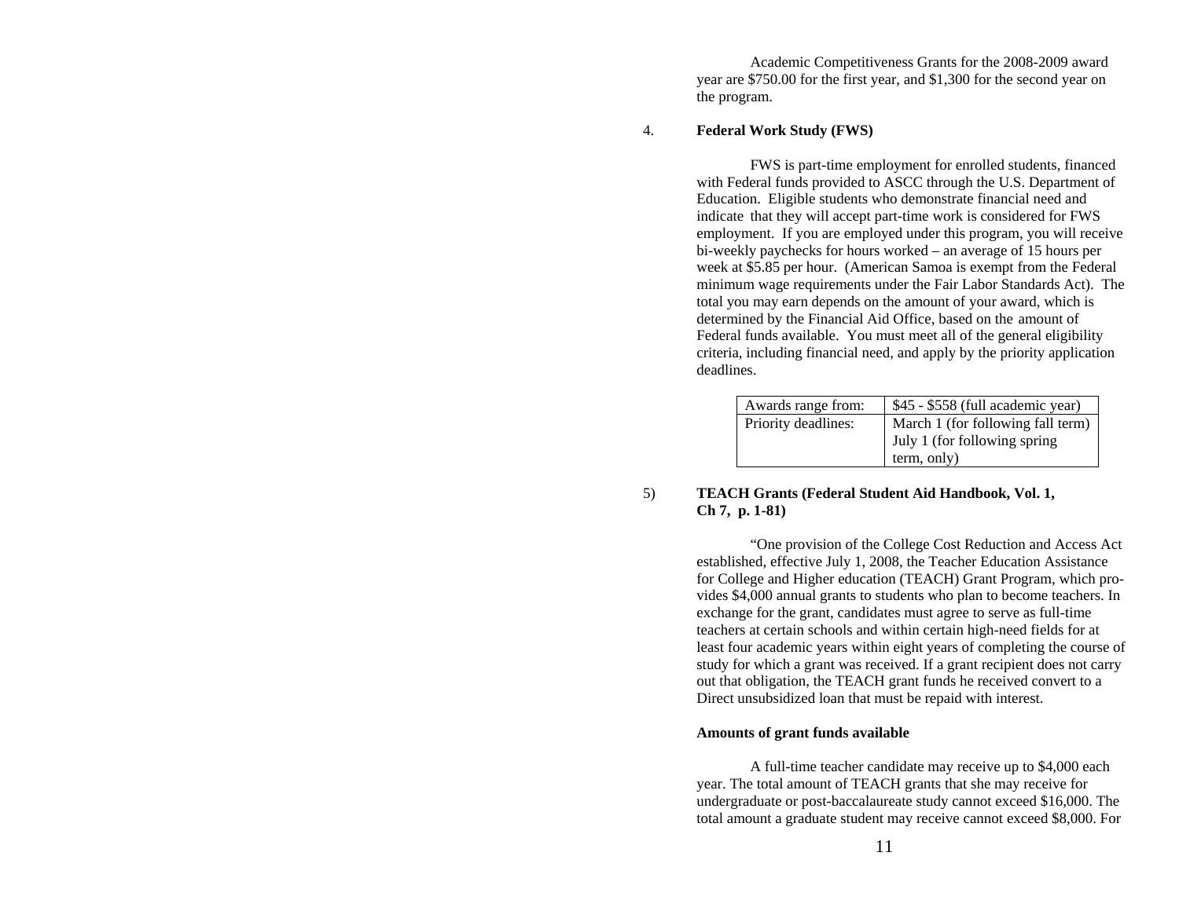Academic Competitiveness Grants for the 2008-2009 award year are $750.00 for the first year, and $1,300 for the second year on the program.

4. **Federal Work Study (FWS)**

FWS is part-time employment for enrolled students, financed with Federal funds provided to ASCC through the U.S. Department of Education. Eligible students who demonstrate financial need and indicate that they will accept part-time work is considered for FWS employment. If you are employed under this program, you will receive bi-weekly paychecks for hours worked – an average of 15 hours per week at $5.85 per hour. (American Samoa is exempt from the Federal minimum wage requirements under the Fair Labor Standards Act). The total you may earn depends on the amount of your award, which is determined by the Financial Aid Office, based on the amount of Federal funds available. You must meet all of the general eligibility criteria, including financial need, and apply by the priority application deadlines.

| Awards range from: | $45 - $558 (full academic year) |
|---|---|
| Priority deadlines: | March 1 (for following fall term) July 1 (for following spring term, only) |

5) **TEACH Grants (Federal Student Aid Handbook, Vol. 1, Ch 7, p. 1-81)**

"One provision of the College Cost Reduction and Access Act established, effective July 1, 2008, the Teacher Education Assistance for College and Higher education (TEACH) Grant Program, which provides $4,000 annual grants to students who plan to become teachers. In exchange for the grant, candidates must agree to serve as full-time teachers at certain schools and within certain high-need fields for at least four academic years within eight years of completing the course of study for which a grant was received. If a grant recipient does not carry out that obligation, the TEACH grant funds he received convert to a Direct unsubsidized loan that must be repaid with interest.

**Amounts of grant funds available**

A full-time teacher candidate may receive up to $4,000 each year. The total amount of TEACH grants that she may receive for undergraduate or post-baccalaureate study cannot exceed $16,000. The total amount a graduate student may receive cannot exceed $8,000. For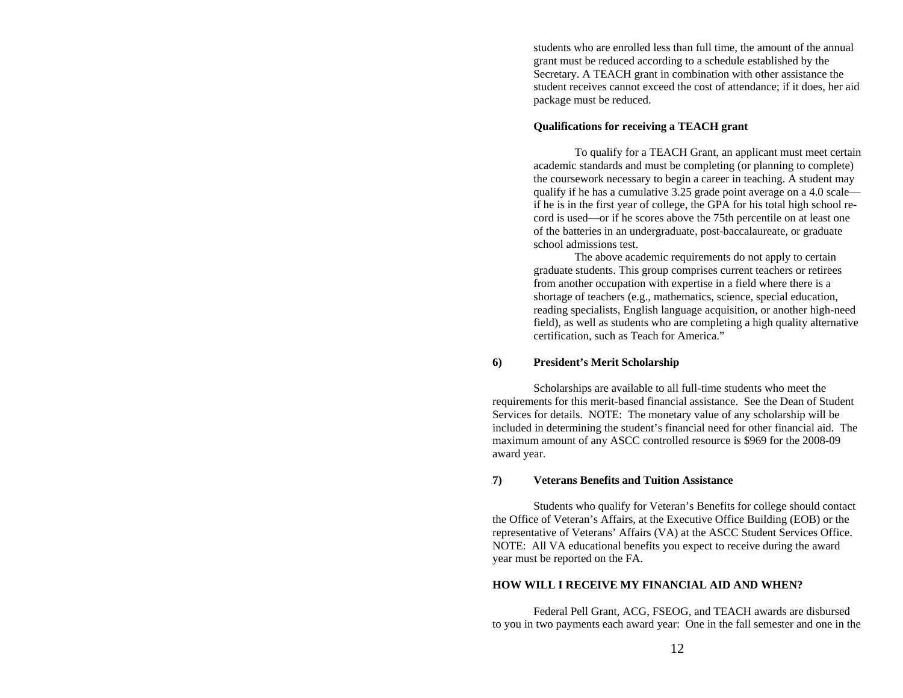students who are enrolled less than full time, the amount of the annual grant must be reduced according to a schedule established by the Secretary. A TEACH grant in combination with other assistance the student receives cannot exceed the cost of attendance; if it does, her aid package must be reduced.

**Qualifications for receiving a TEACH grant**

To qualify for a TEACH Grant, an applicant must meet certain academic standards and must be completing (or planning to complete) the coursework necessary to begin a career in teaching. A student may qualify if he has a cumulative 3.25 grade point average on a 4.0 scale—if he is in the first year of college, the GPA for his total high school record is used—or if he scores above the 75th percentile on at least one of the batteries in an undergraduate, post-baccalaureate, or graduate school admissions test.

The above academic requirements do not apply to certain graduate students. This group comprises current teachers or retirees from another occupation with expertise in a field where there is a shortage of teachers (e.g., mathematics, science, special education, reading specialists, English language acquisition, or another high-need field), as well as students who are completing a high quality alternative certification, such as Teach for America."

### 6) President's Merit Scholarship

Scholarships are available to all full-time students who meet the requirements for this merit-based financial assistance. See the Dean of Student Services for details. NOTE: The monetary value of any scholarship will be included in determining the student's financial need for other financial aid. The maximum amount of any ASCC controlled resource is $969 for the 2008-09 award year.

### 7) Veterans Benefits and Tuition Assistance

Students who qualify for Veteran's Benefits for college should contact the Office of Veteran's Affairs, at the Executive Office Building (EOB) or the representative of Veterans' Affairs (VA) at the ASCC Student Services Office. NOTE: All VA educational benefits you expect to receive during the award year must be reported on the FA.

## HOW WILL I RECEIVE MY FINANCIAL AID AND WHEN?

Federal Pell Grant, ACG, FSEOG, and TEACH awards are disbursed to you in two payments each award year: One in the fall semester and one in the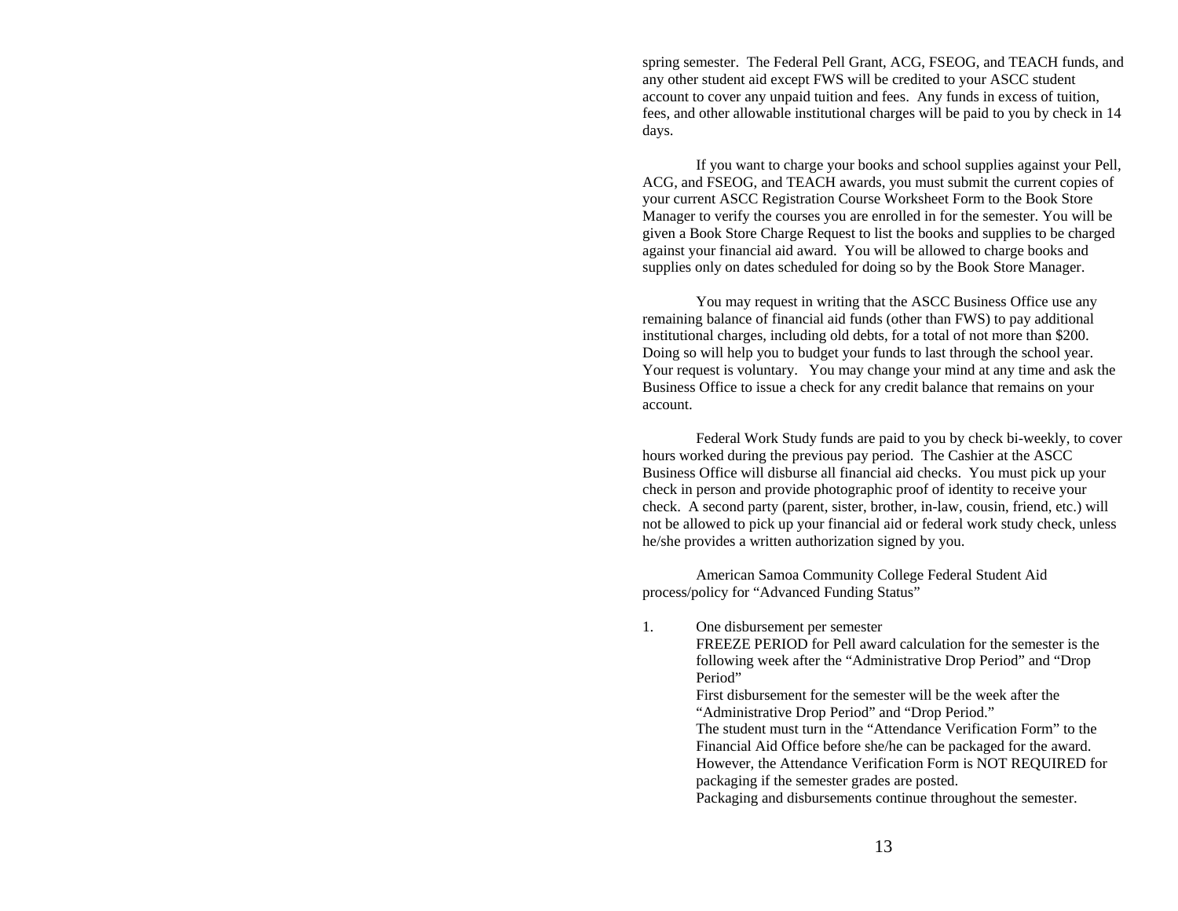spring semester. The Federal Pell Grant, ACG, FSEOG, and TEACH funds, and any other student aid except FWS will be credited to your ASCC student account to cover any unpaid tuition and fees. Any funds in excess of tuition, fees, and other allowable institutional charges will be paid to you by check in 14 days.

If you want to charge your books and school supplies against your Pell, ACG, and FSEOG, and TEACH awards, you must submit the current copies of your current ASCC Registration Course Worksheet Form to the Book Store Manager to verify the courses you are enrolled in for the semester. You will be given a Book Store Charge Request to list the books and supplies to be charged against your financial aid award. You will be allowed to charge books and supplies only on dates scheduled for doing so by the Book Store Manager.

You may request in writing that the ASCC Business Office use any remaining balance of financial aid funds (other than FWS) to pay additional institutional charges, including old debts, for a total of not more than $200. Doing so will help you to budget your funds to last through the school year. Your request is voluntary. You may change your mind at any time and ask the Business Office to issue a check for any credit balance that remains on your account.

Federal Work Study funds are paid to you by check bi-weekly, to cover hours worked during the previous pay period. The Cashier at the ASCC Business Office will disburse all financial aid checks. You must pick up your check in person and provide photographic proof of identity to receive your check. A second party (parent, sister, brother, in-law, cousin, friend, etc.) will not be allowed to pick up your financial aid or federal work study check, unless he/she provides a written authorization signed by you.

American Samoa Community College Federal Student Aid process/policy for "Advanced Funding Status"

1. One disbursement per semester
   FREEZE PERIOD for Pell award calculation for the semester is the following week after the "Administrative Drop Period" and "Drop Period"
   First disbursement for the semester will be the week after the "Administrative Drop Period" and "Drop Period."
   The student must turn in the "Attendance Verification Form" to the Financial Aid Office before she/he can be packaged for the award. However, the Attendance Verification Form is NOT REQUIRED for packaging if the semester grades are posted.
   Packaging and disbursements continue throughout the semester.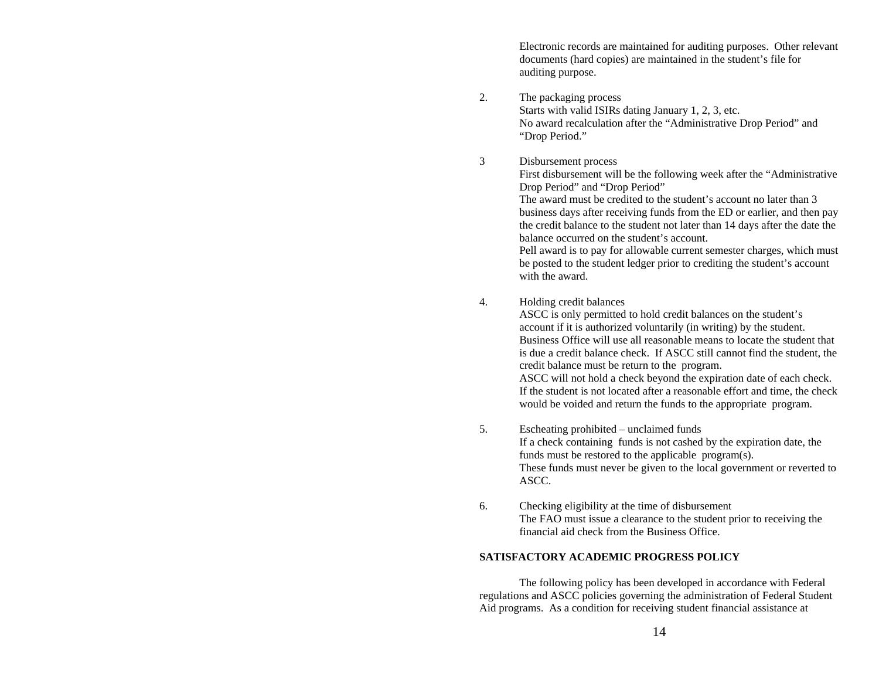Electronic records are maintained for auditing purposes. Other relevant documents (hard copies) are maintained in the student's file for auditing purpose.

2. The packaging process
   Starts with valid ISIRs dating January 1, 2, 3, etc.
   No award recalculation after the "Administrative Drop Period" and "Drop Period."

3 Disbursement process
   First disbursement will be the following week after the "Administrative Drop Period" and "Drop Period"
   The award must be credited to the student's account no later than 3 business days after receiving funds from the ED or earlier, and then pay the credit balance to the student not later than 14 days after the date the balance occurred on the student's account.
   Pell award is to pay for allowable current semester charges, which must be posted to the student ledger prior to crediting the student's account with the award.

4. Holding credit balances
   ASCC is only permitted to hold credit balances on the student's account if it is authorized voluntarily (in writing) by the student.
   Business Office will use all reasonable means to locate the student that is due a credit balance check. If ASCC still cannot find the student, the credit balance must be return to the program.
   ASCC will not hold a check beyond the expiration date of each check. If the student is not located after a reasonable effort and time, the check would be voided and return the funds to the appropriate program.

5. Escheating prohibited – unclaimed funds
   If a check containing funds is not cashed by the expiration date, the funds must be restored to the applicable program(s).
   These funds must never be given to the local government or reverted to ASCC.

6. Checking eligibility at the time of disbursement
   The FAO must issue a clearance to the student prior to receiving the financial aid check from the Business Office.

**SATISFACTORY ACADEMIC PROGRESS POLICY**

The following policy has been developed in accordance with Federal regulations and ASCC policies governing the administration of Federal Student Aid programs. As a condition for receiving student financial assistance at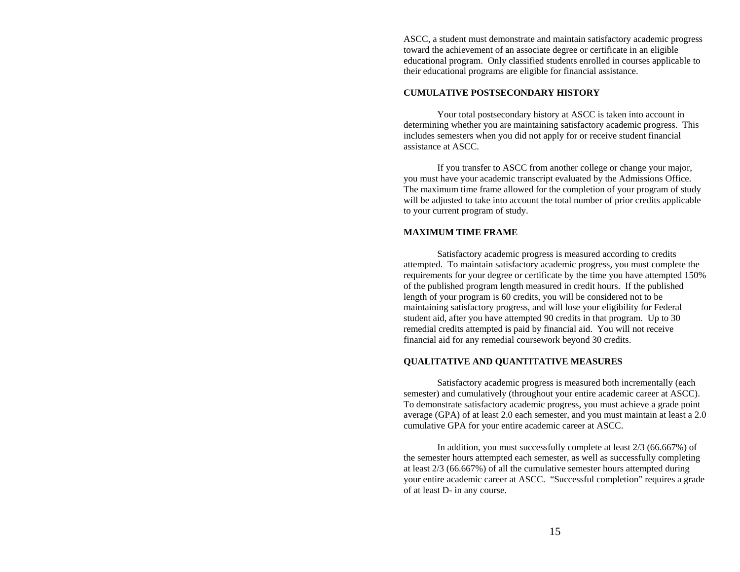ASCC, a student must demonstrate and maintain satisfactory academic progress toward the achievement of an associate degree or certificate in an eligible educational program. Only classified students enrolled in courses applicable to their educational programs are eligible for financial assistance.

**CUMULATIVE POSTSECONDARY HISTORY**

Your total postsecondary history at ASCC is taken into account in determining whether you are maintaining satisfactory academic progress. This includes semesters when you did not apply for or receive student financial assistance at ASCC.

If you transfer to ASCC from another college or change your major, you must have your academic transcript evaluated by the Admissions Office. The maximum time frame allowed for the completion of your program of study will be adjusted to take into account the total number of prior credits applicable to your current program of study.

**MAXIMUM TIME FRAME**

Satisfactory academic progress is measured according to credits attempted. To maintain satisfactory academic progress, you must complete the requirements for your degree or certificate by the time you have attempted 150% of the published program length measured in credit hours. If the published length of your program is 60 credits, you will be considered not to be maintaining satisfactory progress, and will lose your eligibility for Federal student aid, after you have attempted 90 credits in that program. Up to 30 remedial credits attempted is paid by financial aid. You will not receive financial aid for any remedial coursework beyond 30 credits.

**QUALITATIVE AND QUANTITATIVE MEASURES**

Satisfactory academic progress is measured both incrementally (each semester) and cumulatively (throughout your entire academic career at ASCC). To demonstrate satisfactory academic progress, you must achieve a grade point average (GPA) of at least 2.0 each semester, and you must maintain at least a 2.0 cumulative GPA for your entire academic career at ASCC.

In addition, you must successfully complete at least 2/3 (66.667%) of the semester hours attempted each semester, as well as successfully completing at least 2/3 (66.667%) of all the cumulative semester hours attempted during your entire academic career at ASCC. "Successful completion" requires a grade of at least D- in any course.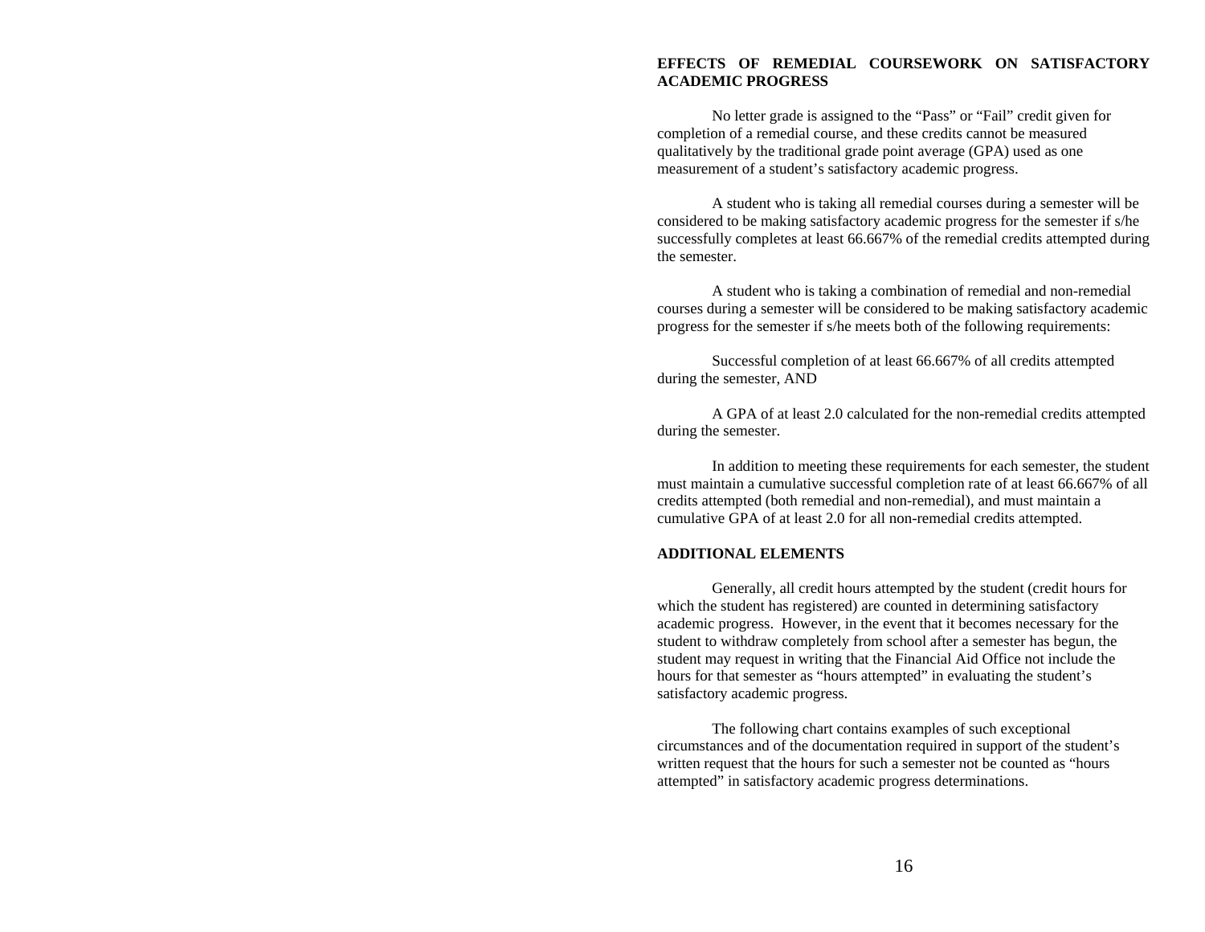## EFFECTS OF REMEDIAL COURSEWORK ON SATISFACTORY ACADEMIC PROGRESS

No letter grade is assigned to the "Pass" or "Fail" credit given for completion of a remedial course, and these credits cannot be measured qualitatively by the traditional grade point average (GPA) used as one measurement of a student's satisfactory academic progress.

A student who is taking all remedial courses during a semester will be considered to be making satisfactory academic progress for the semester if s/he successfully completes at least 66.667% of the remedial credits attempted during the semester.

A student who is taking a combination of remedial and non-remedial courses during a semester will be considered to be making satisfactory academic progress for the semester if s/he meets both of the following requirements:

Successful completion of at least 66.667% of all credits attempted during the semester, AND

A GPA of at least 2.0 calculated for the non-remedial credits attempted during the semester.

In addition to meeting these requirements for each semester, the student must maintain a cumulative successful completion rate of at least 66.667% of all credits attempted (both remedial and non-remedial), and must maintain a cumulative GPA of at least 2.0 for all non-remedial credits attempted.

## ADDITIONAL ELEMENTS

Generally, all credit hours attempted by the student (credit hours for which the student has registered) are counted in determining satisfactory academic progress. However, in the event that it becomes necessary for the student to withdraw completely from school after a semester has begun, the student may request in writing that the Financial Aid Office not include the hours for that semester as "hours attempted" in evaluating the student's satisfactory academic progress.

The following chart contains examples of such exceptional circumstances and of the documentation required in support of the student's written request that the hours for such a semester not be counted as "hours attempted" in satisfactory academic progress determinations.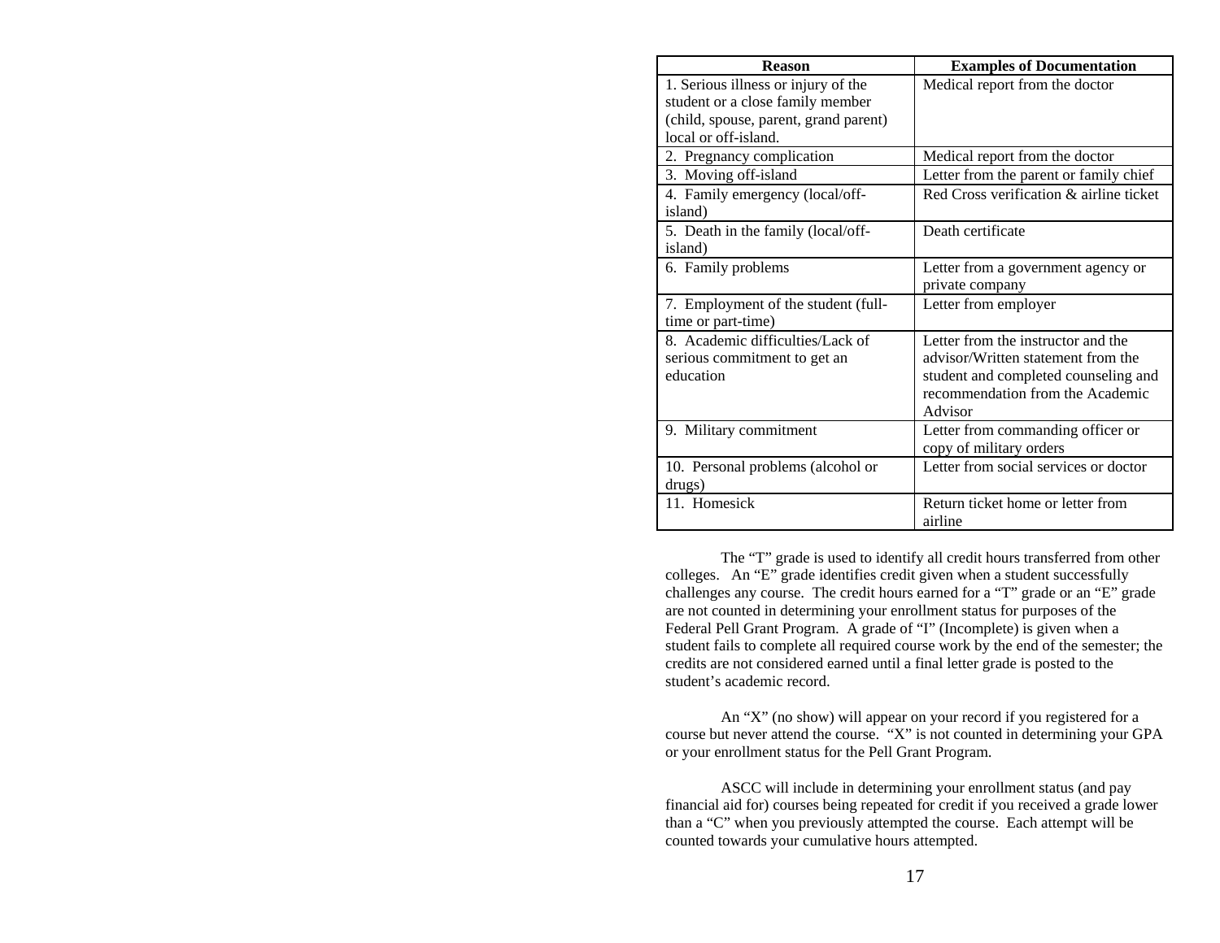| Reason | Examples of Documentation |
|---|---|
| 1. Serious illness or injury of the student or a close family member (child, spouse, parent, grand parent) local or off-island. | Medical report from the doctor |
| 2. Pregnancy complication | Medical report from the doctor |
| 3. Moving off-island | Letter from the parent or family chief |
| 4. Family emergency (local/off-island) | Red Cross verification & airline ticket |
| 5. Death in the family (local/off-island) | Death certificate |
| 6. Family problems | Letter from a government agency or private company |
| 7. Employment of the student (full-time or part-time) | Letter from employer |
| 8. Academic difficulties/Lack of serious commitment to get an education | Letter from the instructor and the advisor/Written statement from the student and completed counseling and recommendation from the Academic Advisor |
| 9. Military commitment | Letter from commanding officer or copy of military orders |
| 10. Personal problems (alcohol or drugs) | Letter from social services or doctor |
| 11. Homesick | Return ticket home or letter from airline |

The "T" grade is used to identify all credit hours transferred from other colleges. An "E" grade identifies credit given when a student successfully challenges any course. The credit hours earned for a "T" grade or an "E" grade are not counted in determining your enrollment status for purposes of the Federal Pell Grant Program. A grade of "I" (Incomplete) is given when a student fails to complete all required course work by the end of the semester; the credits are not considered earned until a final letter grade is posted to the student's academic record.

An "X" (no show) will appear on your record if you registered for a course but never attend the course. "X" is not counted in determining your GPA or your enrollment status for the Pell Grant Program.

ASCC will include in determining your enrollment status (and pay financial aid for) courses being repeated for credit if you received a grade lower than a "C" when you previously attempted the course. Each attempt will be counted towards your cumulative hours attempted.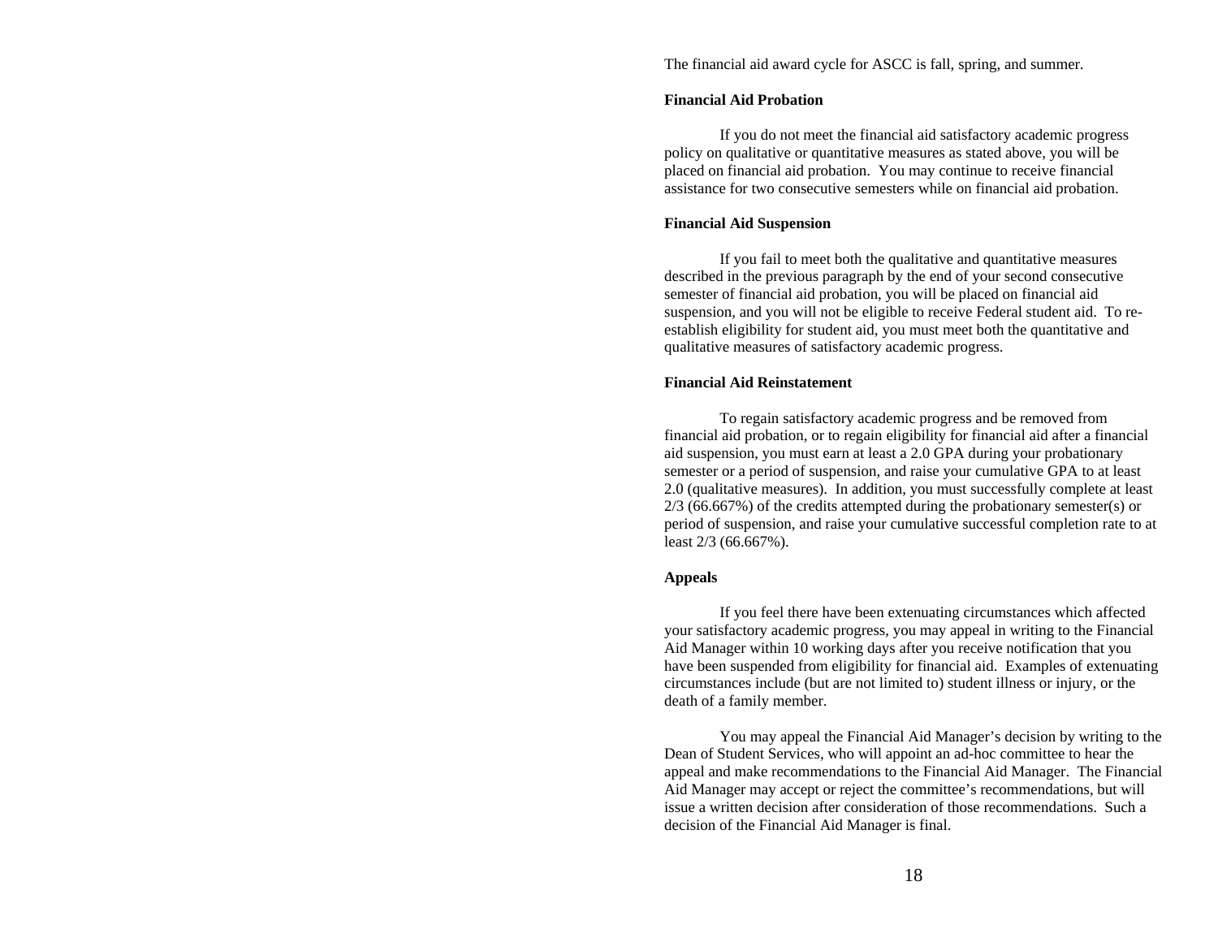The financial aid award cycle for ASCC is fall, spring, and summer.

**Financial Aid Probation**

If you do not meet the financial aid satisfactory academic progress policy on qualitative or quantitative measures as stated above, you will be placed on financial aid probation. You may continue to receive financial assistance for two consecutive semesters while on financial aid probation.

**Financial Aid Suspension**

If you fail to meet both the qualitative and quantitative measures described in the previous paragraph by the end of your second consecutive semester of financial aid probation, you will be placed on financial aid suspension, and you will not be eligible to receive Federal student aid. To re-establish eligibility for student aid, you must meet both the quantitative and qualitative measures of satisfactory academic progress.

**Financial Aid Reinstatement**

To regain satisfactory academic progress and be removed from financial aid probation, or to regain eligibility for financial aid after a financial aid suspension, you must earn at least a 2.0 GPA during your probationary semester or a period of suspension, and raise your cumulative GPA to at least 2.0 (qualitative measures). In addition, you must successfully complete at least 2/3 (66.667%) of the credits attempted during the probationary semester(s) or period of suspension, and raise your cumulative successful completion rate to at least 2/3 (66.667%).

**Appeals**

If you feel there have been extenuating circumstances which affected your satisfactory academic progress, you may appeal in writing to the Financial Aid Manager within 10 working days after you receive notification that you have been suspended from eligibility for financial aid. Examples of extenuating circumstances include (but are not limited to) student illness or injury, or the death of a family member.

You may appeal the Financial Aid Manager's decision by writing to the Dean of Student Services, who will appoint an ad-hoc committee to hear the appeal and make recommendations to the Financial Aid Manager. The Financial Aid Manager may accept or reject the committee's recommendations, but will issue a written decision after consideration of those recommendations. Such a decision of the Financial Aid Manager is final.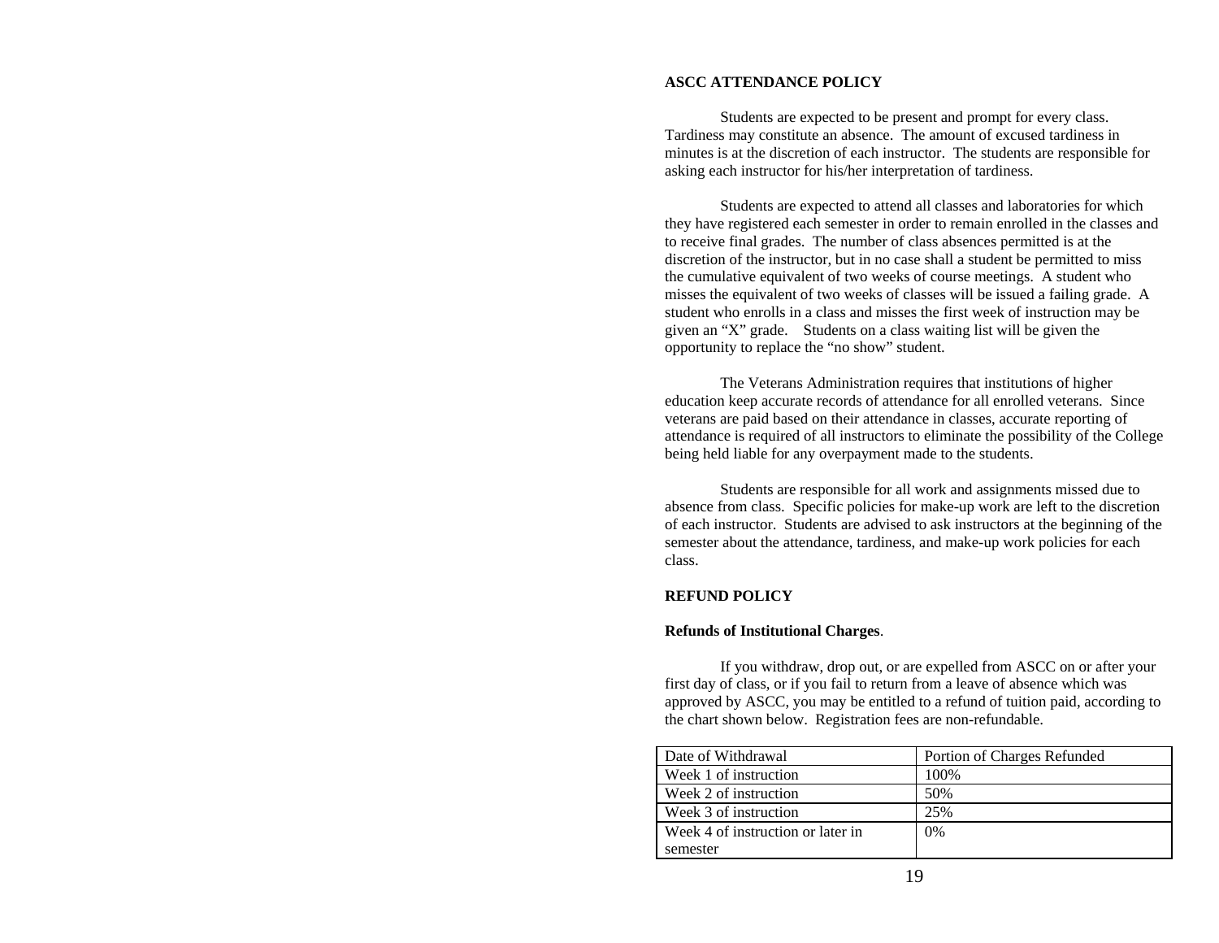## ASCC ATTENDANCE POLICY

Students are expected to be present and prompt for every class. Tardiness may constitute an absence. The amount of excused tardiness in minutes is at the discretion of each instructor. The students are responsible for asking each instructor for his/her interpretation of tardiness.

Students are expected to attend all classes and laboratories for which they have registered each semester in order to remain enrolled in the classes and to receive final grades. The number of class absences permitted is at the discretion of the instructor, but in no case shall a student be permitted to miss the cumulative equivalent of two weeks of course meetings. A student who misses the equivalent of two weeks of classes will be issued a failing grade. A student who enrolls in a class and misses the first week of instruction may be given an "X" grade. Students on a class waiting list will be given the opportunity to replace the "no show" student.

The Veterans Administration requires that institutions of higher education keep accurate records of attendance for all enrolled veterans. Since veterans are paid based on their attendance in classes, accurate reporting of attendance is required of all instructors to eliminate the possibility of the College being held liable for any overpayment made to the students.

Students are responsible for all work and assignments missed due to absence from class. Specific policies for make-up work are left to the discretion of each instructor. Students are advised to ask instructors at the beginning of the semester about the attendance, tardiness, and make-up work policies for each class.

## REFUND POLICY

**Refunds of Institutional Charges**.

If you withdraw, drop out, or are expelled from ASCC on or after your first day of class, or if you fail to return from a leave of absence which was approved by ASCC, you may be entitled to a refund of tuition paid, according to the chart shown below. Registration fees are non-refundable.

| Date of Withdrawal | Portion of Charges Refunded |
| --- | --- |
| Week 1 of instruction | 100% |
| Week 2 of instruction | 50% |
| Week 3 of instruction | 25% |
| Week 4 of instruction or later in semester | 0% |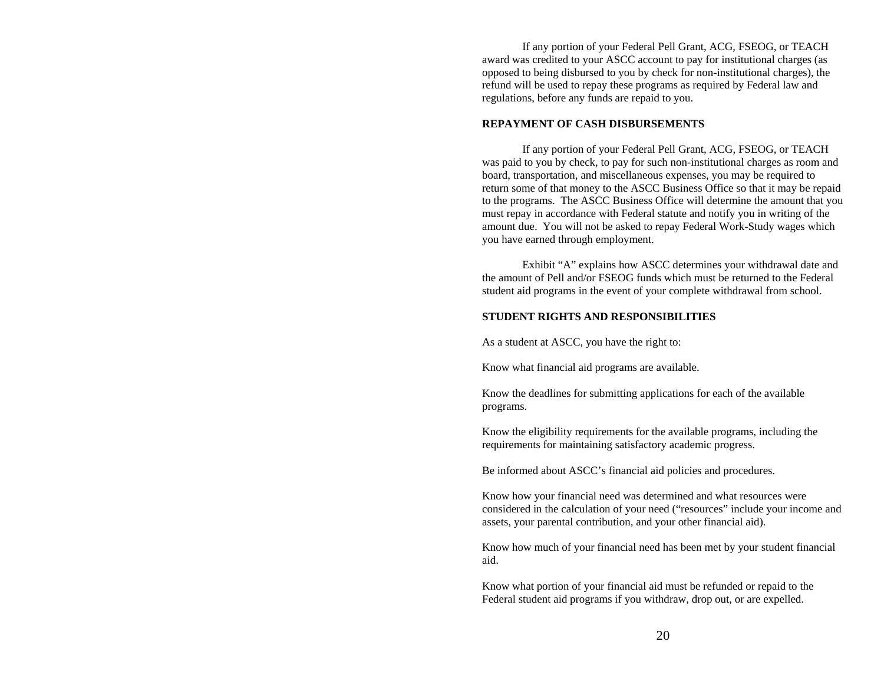If any portion of your Federal Pell Grant, ACG, FSEOG, or TEACH award was credited to your ASCC account to pay for institutional charges (as opposed to being disbursed to you by check for non-institutional charges), the refund will be used to repay these programs as required by Federal law and regulations, before any funds are repaid to you.

**REPAYMENT OF CASH DISBURSEMENTS**

If any portion of your Federal Pell Grant, ACG, FSEOG, or TEACH was paid to you by check, to pay for such non-institutional charges as room and board, transportation, and miscellaneous expenses, you may be required to return some of that money to the ASCC Business Office so that it may be repaid to the programs. The ASCC Business Office will determine the amount that you must repay in accordance with Federal statute and notify you in writing of the amount due. You will not be asked to repay Federal Work-Study wages which you have earned through employment.

Exhibit "A" explains how ASCC determines your withdrawal date and the amount of Pell and/or FSEOG funds which must be returned to the Federal student aid programs in the event of your complete withdrawal from school.

**STUDENT RIGHTS AND RESPONSIBILITIES**

As a student at ASCC, you have the right to:

Know what financial aid programs are available.

Know the deadlines for submitting applications for each of the available programs.

Know the eligibility requirements for the available programs, including the requirements for maintaining satisfactory academic progress.

Be informed about ASCC's financial aid policies and procedures.

Know how your financial need was determined and what resources were considered in the calculation of your need ("resources" include your income and assets, your parental contribution, and your other financial aid).

Know how much of your financial need has been met by your student financial aid.

Know what portion of your financial aid must be refunded or repaid to the Federal student aid programs if you withdraw, drop out, or are expelled.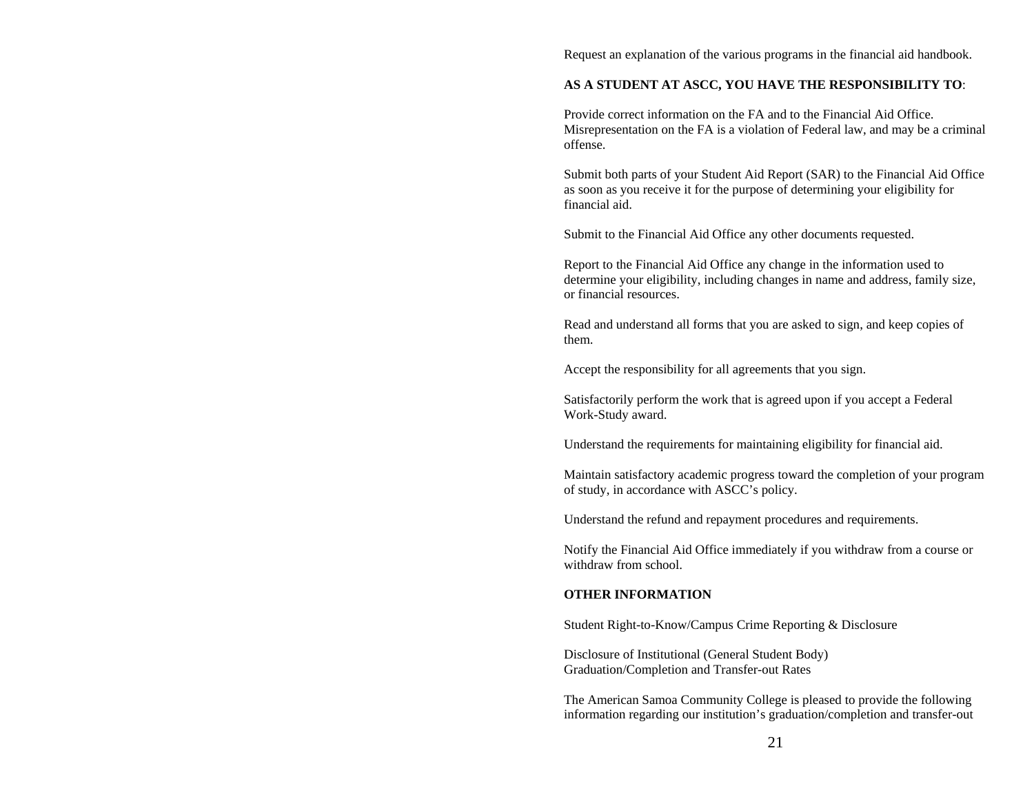Request an explanation of the various programs in the financial aid handbook.

**AS A STUDENT AT ASCC, YOU HAVE THE RESPONSIBILITY TO**:

Provide correct information on the FA and to the Financial Aid Office. Misrepresentation on the FA is a violation of Federal law, and may be a criminal offense.

Submit both parts of your Student Aid Report (SAR) to the Financial Aid Office as soon as you receive it for the purpose of determining your eligibility for financial aid.

Submit to the Financial Aid Office any other documents requested.

Report to the Financial Aid Office any change in the information used to determine your eligibility, including changes in name and address, family size, or financial resources.

Read and understand all forms that you are asked to sign, and keep copies of them.

Accept the responsibility for all agreements that you sign.

Satisfactorily perform the work that is agreed upon if you accept a Federal Work-Study award.

Understand the requirements for maintaining eligibility for financial aid.

Maintain satisfactory academic progress toward the completion of your program of study, in accordance with ASCC's policy.

Understand the refund and repayment procedures and requirements.

Notify the Financial Aid Office immediately if you withdraw from a course or withdraw from school.

**OTHER INFORMATION**

Student Right-to-Know/Campus Crime Reporting & Disclosure

Disclosure of Institutional (General Student Body)
Graduation/Completion and Transfer-out Rates

The American Samoa Community College is pleased to provide the following information regarding our institution's graduation/completion and transfer-out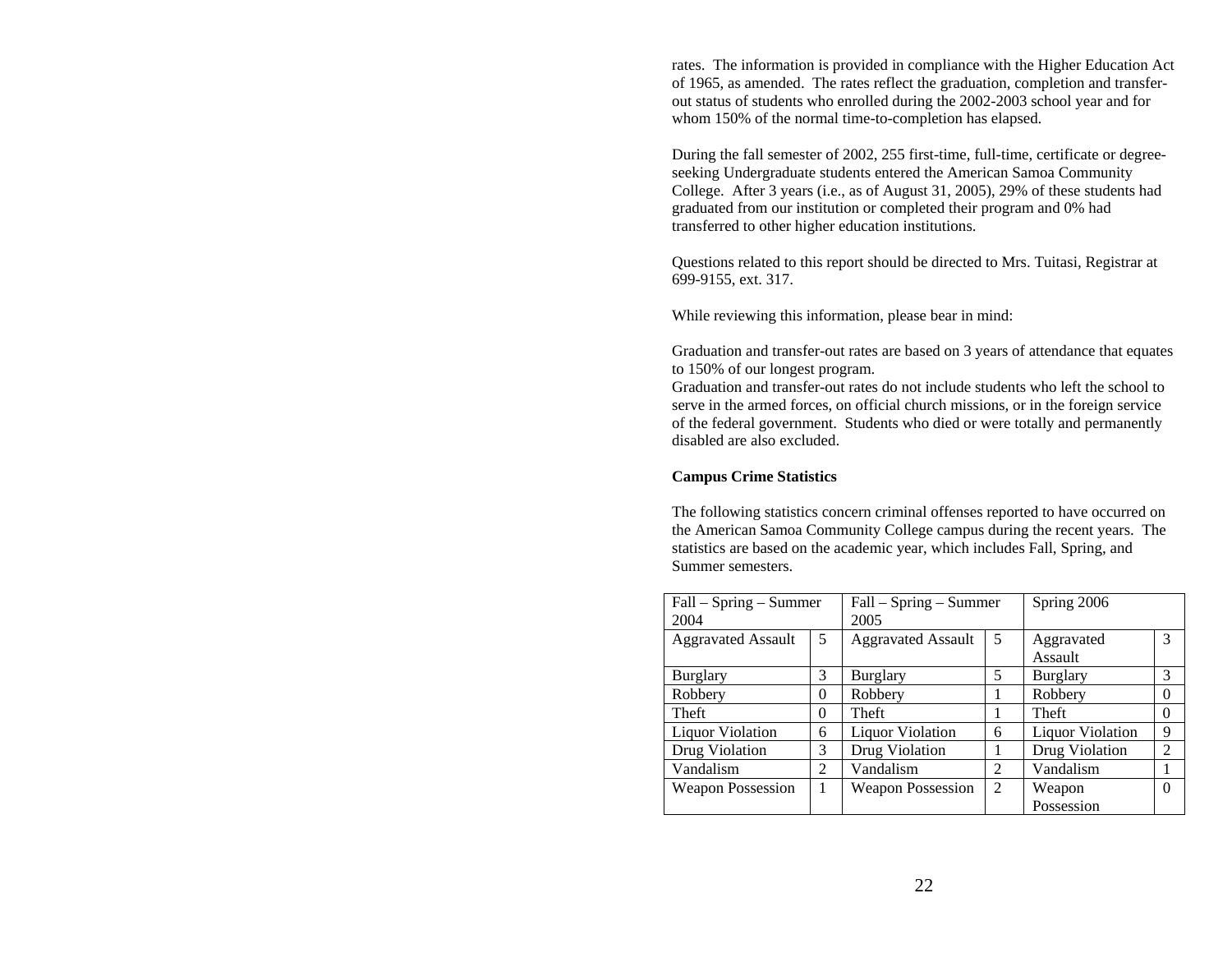rates. The information is provided in compliance with the Higher Education Act of 1965, as amended. The rates reflect the graduation, completion and transfer-out status of students who enrolled during the 2002-2003 school year and for whom 150% of the normal time-to-completion has elapsed.

During the fall semester of 2002, 255 first-time, full-time, certificate or degree-seeking Undergraduate students entered the American Samoa Community College. After 3 years (i.e., as of August 31, 2005), 29% of these students had graduated from our institution or completed their program and 0% had transferred to other higher education institutions.

Questions related to this report should be directed to Mrs. Tuitasi, Registrar at 699-9155, ext. 317.

While reviewing this information, please bear in mind:

Graduation and transfer-out rates are based on 3 years of attendance that equates to 150% of our longest program.

Graduation and transfer-out rates do not include students who left the school to serve in the armed forces, on official church missions, or in the foreign service of the federal government. Students who died or were totally and permanently disabled are also excluded.

**Campus Crime Statistics**

The following statistics concern criminal offenses reported to have occurred on the American Samoa Community College campus during the recent years. The statistics are based on the academic year, which includes Fall, Spring, and Summer semesters.

| Fall – Spring – Summer 2004 | | Fall – Spring – Summer 2005 | | Spring 2006 | |
|---|---|---|---|---|---|
| Aggravated Assault | 5 | Aggravated Assault | 5 | Aggravated Assault | 3 |
| Burglary | 3 | Burglary | 5 | Burglary | 3 |
| Robbery | 0 | Robbery | 1 | Robbery | 0 |
| Theft | 0 | Theft | 1 | Theft | 0 |
| Liquor Violation | 6 | Liquor Violation | 6 | Liquor Violation | 9 |
| Drug Violation | 3 | Drug Violation | 1 | Drug Violation | 2 |
| Vandalism | 2 | Vandalism | 2 | Vandalism | 1 |
| Weapon Possession | 1 | Weapon Possession | 2 | Weapon Possession | 0 |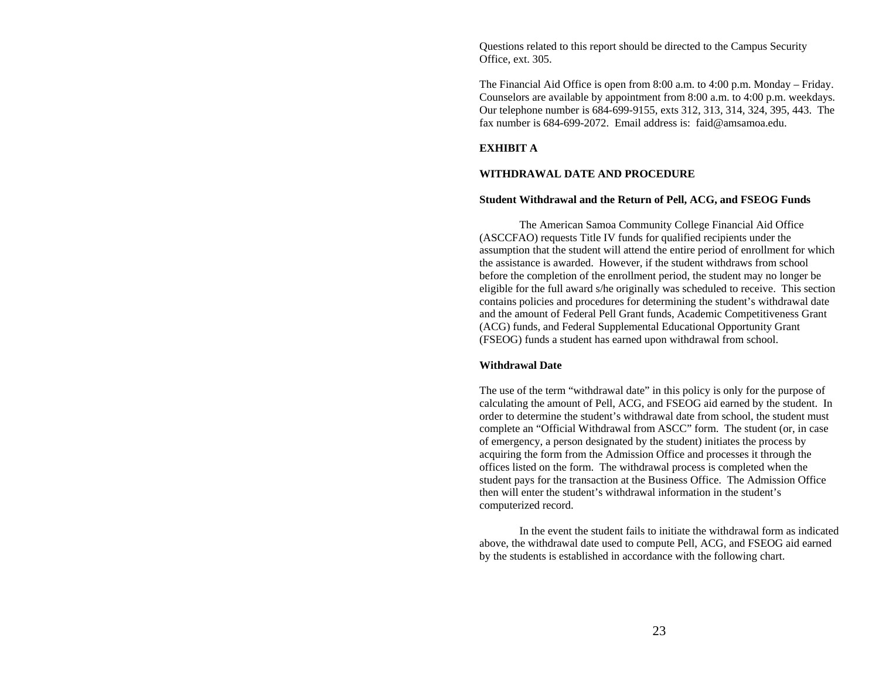Questions related to this report should be directed to the Campus Security Office, ext. 305.

The Financial Aid Office is open from 8:00 a.m. to 4:00 p.m. Monday – Friday. Counselors are available by appointment from 8:00 a.m. to 4:00 p.m. weekdays. Our telephone number is 684-699-9155, exts 312, 313, 314, 324, 395, 443. The fax number is 684-699-2072. Email address is: faid@amsamoa.edu.

**EXHIBIT A**

**WITHDRAWAL DATE AND PROCEDURE**

**Student Withdrawal and the Return of Pell, ACG, and FSEOG Funds**

The American Samoa Community College Financial Aid Office (ASCCFAO) requests Title IV funds for qualified recipients under the assumption that the student will attend the entire period of enrollment for which the assistance is awarded. However, if the student withdraws from school before the completion of the enrollment period, the student may no longer be eligible for the full award s/he originally was scheduled to receive. This section contains policies and procedures for determining the student's withdrawal date and the amount of Federal Pell Grant funds, Academic Competitiveness Grant (ACG) funds, and Federal Supplemental Educational Opportunity Grant (FSEOG) funds a student has earned upon withdrawal from school.

**Withdrawal Date**

The use of the term "withdrawal date" in this policy is only for the purpose of calculating the amount of Pell, ACG, and FSEOG aid earned by the student. In order to determine the student's withdrawal date from school, the student must complete an "Official Withdrawal from ASCC" form. The student (or, in case of emergency, a person designated by the student) initiates the process by acquiring the form from the Admission Office and processes it through the offices listed on the form. The withdrawal process is completed when the student pays for the transaction at the Business Office. The Admission Office then will enter the student's withdrawal information in the student's computerized record.

In the event the student fails to initiate the withdrawal form as indicated above, the withdrawal date used to compute Pell, ACG, and FSEOG aid earned by the students is established in accordance with the following chart.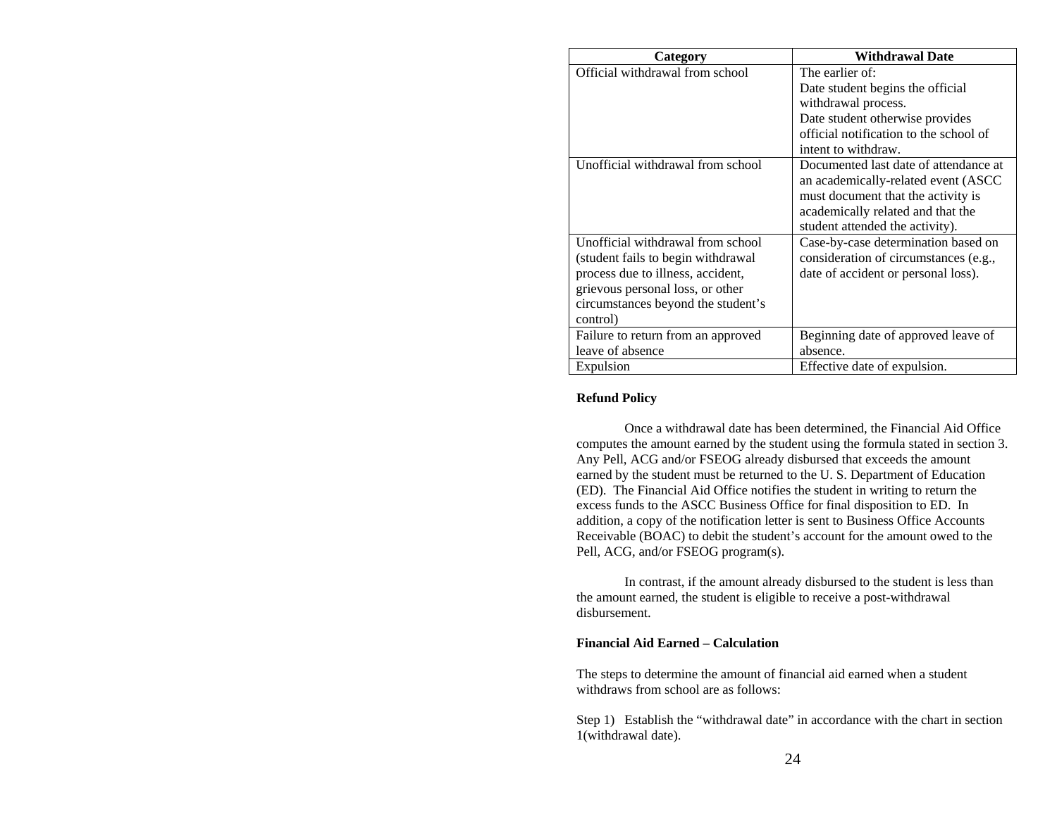| Category | Withdrawal Date |
|---|---|
| Official withdrawal from school | The earlier of: Date student begins the official withdrawal process. Date student otherwise provides official notification to the school of intent to withdraw. |
| Unofficial withdrawal from school | Documented last date of attendance at an academically-related event (ASCC must document that the activity is academically related and that the student attended the activity). |
| Unofficial withdrawal from school (student fails to begin withdrawal process due to illness, accident, grievous personal loss, or other circumstances beyond the student's control) | Case-by-case determination based on consideration of circumstances (e.g., date of accident or personal loss). |
| Failure to return from an approved leave of absence | Beginning date of approved leave of absence. |
| Expulsion | Effective date of expulsion. |

**Refund Policy**

Once a withdrawal date has been determined, the Financial Aid Office computes the amount earned by the student using the formula stated in section 3. Any Pell, ACG and/or FSEOG already disbursed that exceeds the amount earned by the student must be returned to the U. S. Department of Education (ED). The Financial Aid Office notifies the student in writing to return the excess funds to the ASCC Business Office for final disposition to ED. In addition, a copy of the notification letter is sent to Business Office Accounts Receivable (BOAC) to debit the student's account for the amount owed to the Pell, ACG, and/or FSEOG program(s).

In contrast, if the amount already disbursed to the student is less than the amount earned, the student is eligible to receive a post-withdrawal disbursement.

**Financial Aid Earned – Calculation**

The steps to determine the amount of financial aid earned when a student withdraws from school are as follows:

Step 1) Establish the "withdrawal date" in accordance with the chart in section 1(withdrawal date).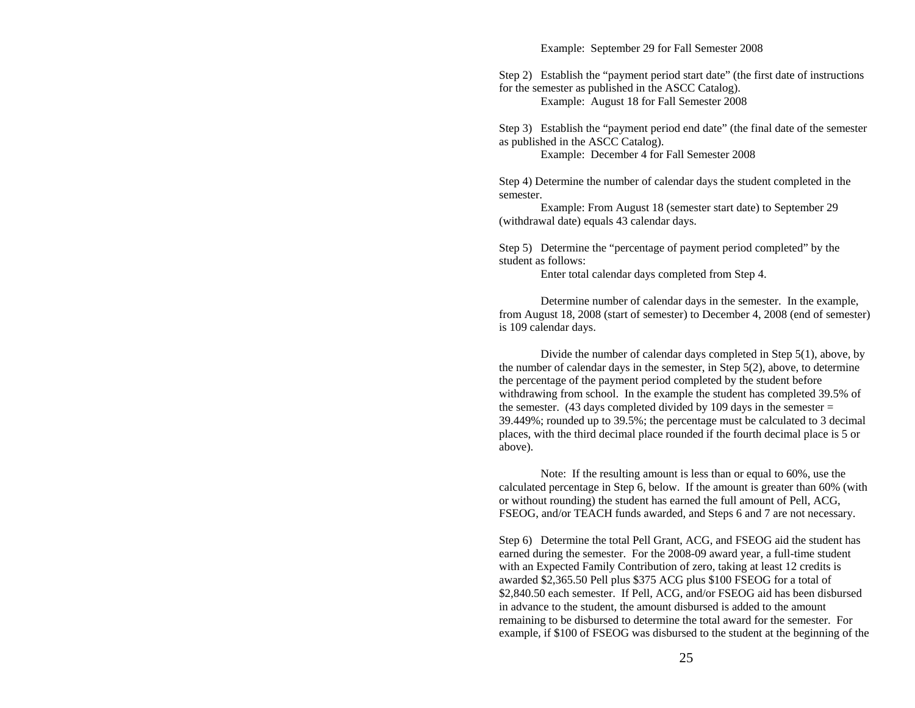Example: September 29 for Fall Semester 2008

Step 2) Establish the “payment period start date” (the first date of instructions for the semester as published in the ASCC Catalog).

Example: August 18 for Fall Semester 2008

Step 3) Establish the “payment period end date” (the final date of the semester as published in the ASCC Catalog).

Example: December 4 for Fall Semester 2008

Step 4) Determine the number of calendar days the student completed in the semester.

Example: From August 18 (semester start date) to September 29 (withdrawal date) equals 43 calendar days.

Step 5) Determine the “percentage of payment period completed” by the student as follows:

Enter total calendar days completed from Step 4.

Determine number of calendar days in the semester. In the example, from August 18, 2008 (start of semester) to December 4, 2008 (end of semester) is 109 calendar days.

Divide the number of calendar days completed in Step 5(1), above, by the number of calendar days in the semester, in Step 5(2), above, to determine the percentage of the payment period completed by the student before withdrawing from school. In the example the student has completed 39.5% of the semester. (43 days completed divided by 109 days in the semester = 39.449%; rounded up to 39.5%; the percentage must be calculated to 3 decimal places, with the third decimal place rounded if the fourth decimal place is 5 or above).

Note: If the resulting amount is less than or equal to 60%, use the calculated percentage in Step 6, below. If the amount is greater than 60% (with or without rounding) the student has earned the full amount of Pell, ACG, FSEOG, and/or TEACH funds awarded, and Steps 6 and 7 are not necessary.

Step 6) Determine the total Pell Grant, ACG, and FSEOG aid the student has earned during the semester. For the 2008-09 award year, a full-time student with an Expected Family Contribution of zero, taking at least 12 credits is awarded $2,365.50 Pell plus $375 ACG plus $100 FSEOG for a total of $2,840.50 each semester. If Pell, ACG, and/or FSEOG aid has been disbursed in advance to the student, the amount disbursed is added to the amount remaining to be disbursed to determine the total award for the semester. For example, if $100 of FSEOG was disbursed to the student at the beginning of the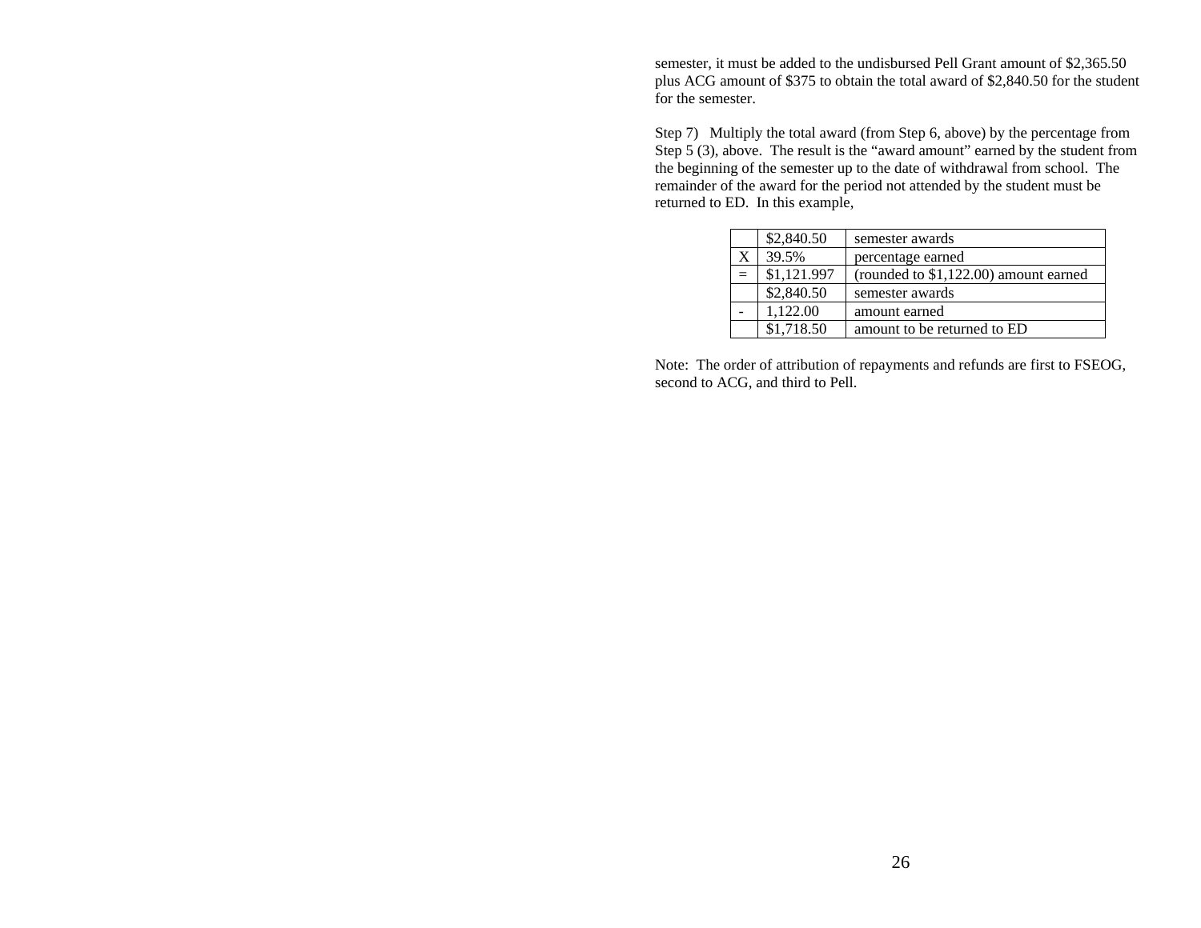semester, it must be added to the undisbursed Pell Grant amount of $2,365.50 plus ACG amount of $375 to obtain the total award of $2,840.50 for the student for the semester.

Step 7) Multiply the total award (from Step 6, above) by the percentage from Step 5 (3), above. The result is the “award amount” earned by the student from the beginning of the semester up to the date of withdrawal from school. The remainder of the award for the period not attended by the student must be returned to ED. In this example,

| | | |
|---|---|---|
| | $2,840.50 | semester awards |
| X | 39.5% | percentage earned |
| = | $1,121.997 | (rounded to $1,122.00) amount earned |
| | $2,840.50 | semester awards |
| - | 1,122.00 | amount earned |
| | $1,718.50 | amount to be returned to ED |

Note: The order of attribution of repayments and refunds are first to FSEOG, second to ACG, and third to Pell.